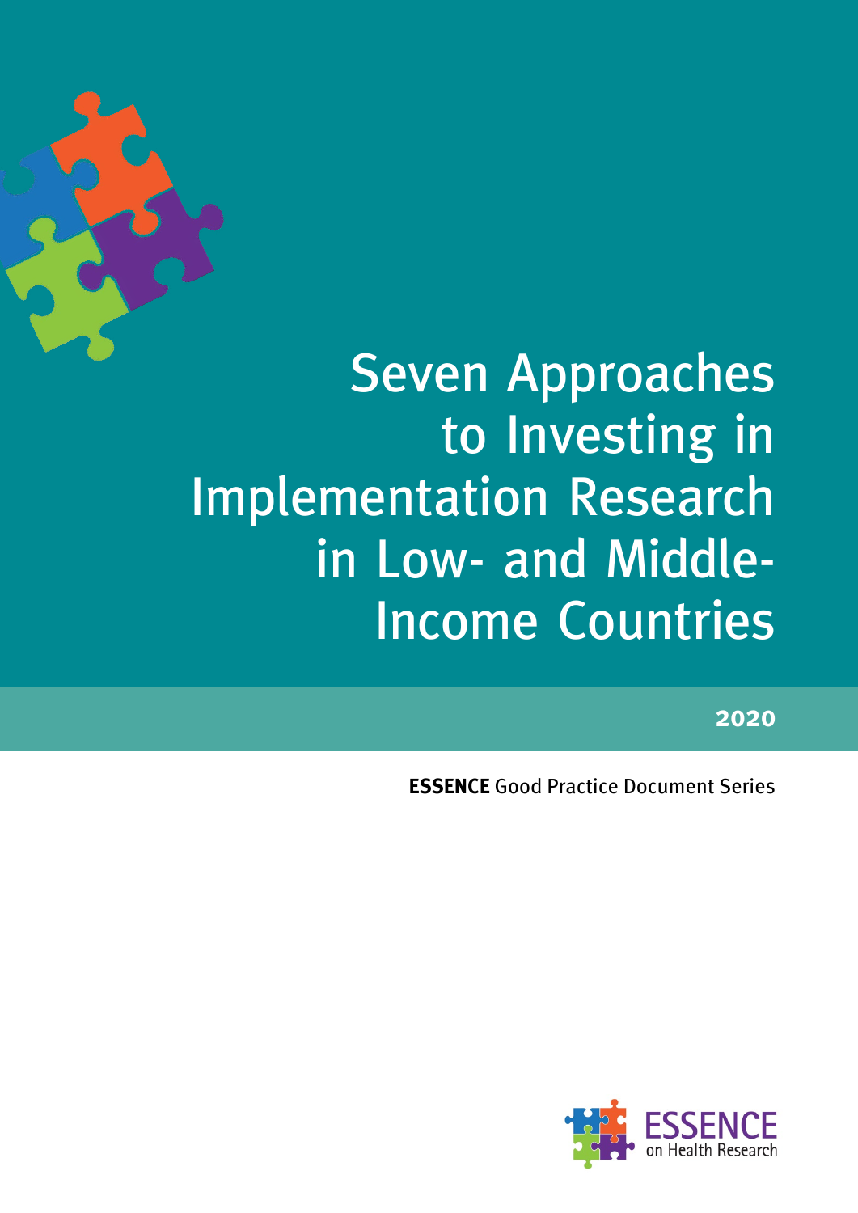# Seven Approaches to Investing in Implementation Research in Low- and Middle-Income Countries

2020

**ESSENCE** Good Practice Document Series

ESSENCE on Health Research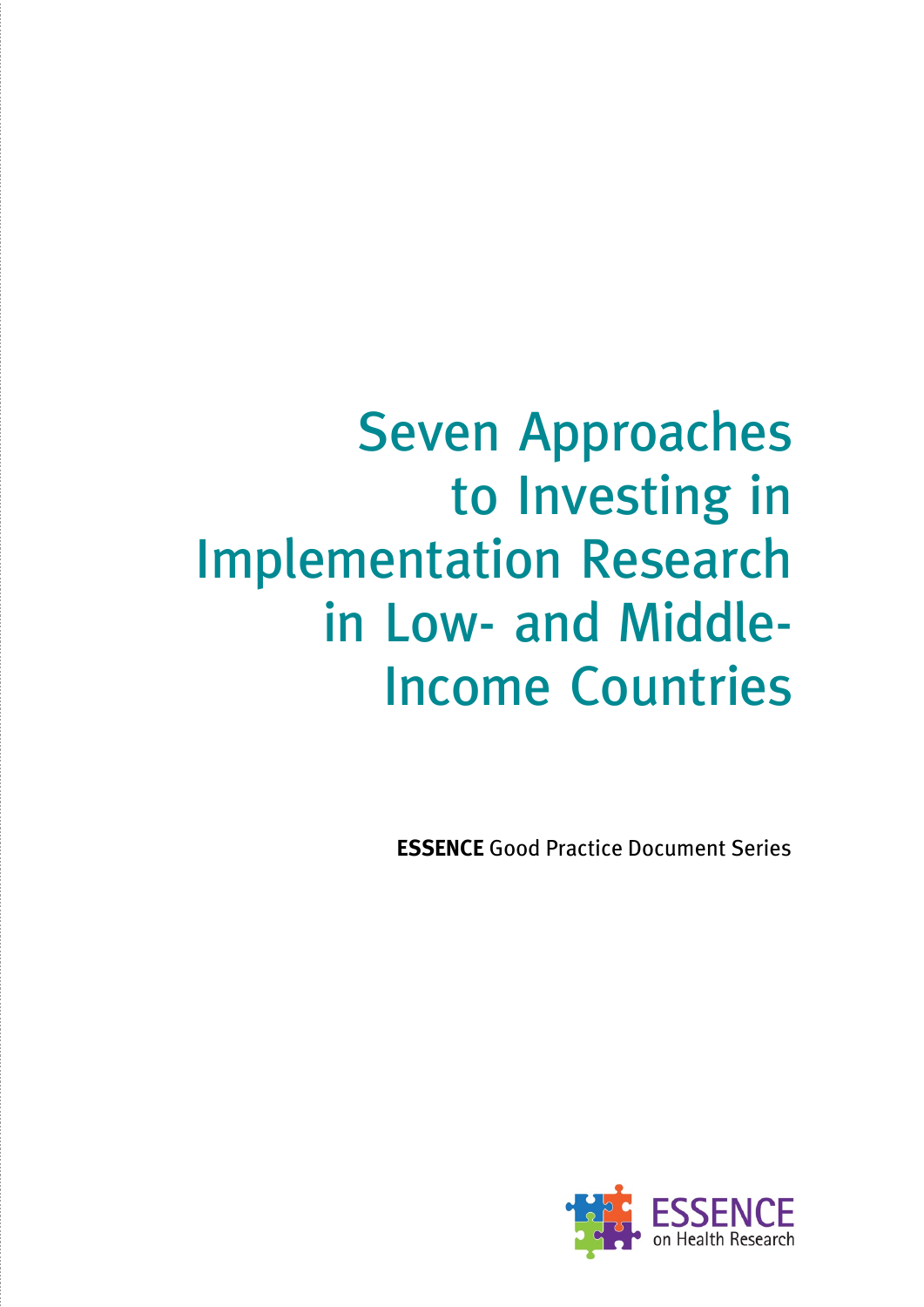# Seven Approaches to Investing in Implementation Research in Low- and Middle-Income Countries

**ESSENCE** Good Practice Document Series

ESSENCE on Health Research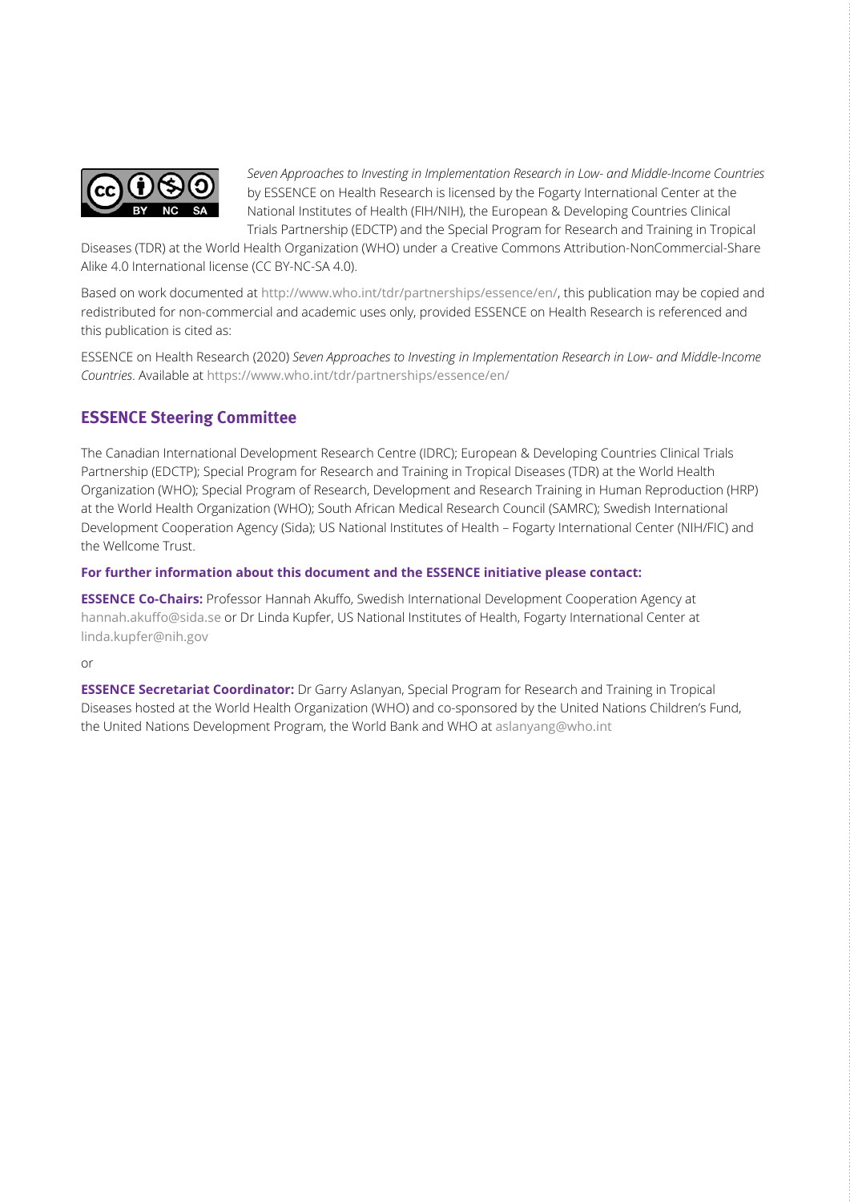*Seven Approaches to Investing in Implementation Research in Low- and Middle-Income Countries* by ESSENCE on Health Research is licensed by the Fogarty International Center at the National Institutes of Health (FIH/NIH), the European & Developing Countries Clinical Trials Partnership (EDCTP) and the Special Program for Research and Training in Tropical Diseases (TDR) at the World Health Organization (WHO) under a Creative Commons Attribution-NonCommercial-Share Alike 4.0 International license (CC BY-NC-SA 4.0).

Based on work documented at http://www.who.int/tdr/partnerships/essence/en/, this publication may be copied and redistributed for non-commercial and academic uses only, provided ESSENCE on Health Research is referenced and this publication is cited as:

ESSENCE on Health Research (2020) *Seven Approaches to Investing in Implementation Research in Low- and Middle-Income Countries*. Available at https://www.who.int/tdr/partnerships/essence/en/

## ESSENCE Steering Committee

The Canadian International Development Research Centre (IDRC); European & Developing Countries Clinical Trials Partnership (EDCTP); Special Program for Research and Training in Tropical Diseases (TDR) at the World Health Organization (WHO); Special Program of Research, Development and Research Training in Human Reproduction (HRP) at the World Health Organization (WHO); South African Medical Research Council (SAMRC); Swedish International Development Cooperation Agency (Sida); US National Institutes of Health – Fogarty International Center (NIH/FIC) and the Wellcome Trust.

**For further information about this document and the ESSENCE initiative please contact:**

**ESSENCE Co-Chairs:** Professor Hannah Akuffo, Swedish International Development Cooperation Agency at hannah.akuffo@sida.se or Dr Linda Kupfer, US National Institutes of Health, Fogarty International Center at linda.kupfer@nih.gov

or

**ESSENCE Secretariat Coordinator:** Dr Garry Aslanyan, Special Program for Research and Training in Tropical Diseases hosted at the World Health Organization (WHO) and co-sponsored by the United Nations Children's Fund, the United Nations Development Program, the World Bank and WHO at aslanyang@who.int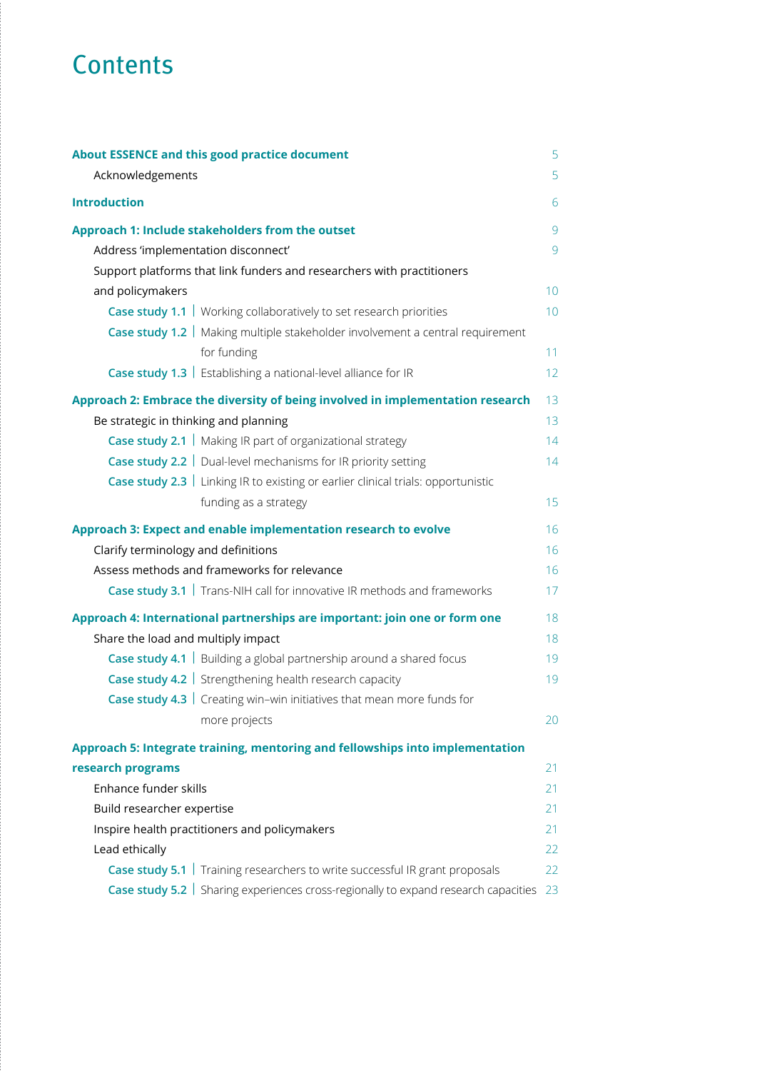# Contents

| | |
|---|---|
| **About ESSENCE and this good practice document** | 5 |
| Acknowledgements | 5 |
| **Introduction** | 6 |
| **Approach 1: Include stakeholders from the outset** | 9 |
| Address 'implementation disconnect' | 9 |
| Support platforms that link funders and researchers with practitioners and policymakers | 10 |
| **Case study 1.1** \| Working collaboratively to set research priorities | 10 |
| **Case study 1.2** \| Making multiple stakeholder involvement a central requirement for funding | 11 |
| **Case study 1.3** \| Establishing a national-level alliance for IR | 12 |
| **Approach 2: Embrace the diversity of being involved in implementation research** | 13 |
| Be strategic in thinking and planning | 13 |
| **Case study 2.1** \| Making IR part of organizational strategy | 14 |
| **Case study 2.2** \| Dual-level mechanisms for IR priority setting | 14 |
| **Case study 2.3** \| Linking IR to existing or earlier clinical trials: opportunistic funding as a strategy | 15 |
| **Approach 3: Expect and enable implementation research to evolve** | 16 |
| Clarify terminology and definitions | 16 |
| Assess methods and frameworks for relevance | 16 |
| **Case study 3.1** \| Trans-NIH call for innovative IR methods and frameworks | 17 |
| **Approach 4: International partnerships are important: join one or form one** | 18 |
| Share the load and multiply impact | 18 |
| **Case study 4.1** \| Building a global partnership around a shared focus | 19 |
| **Case study 4.2** \| Strengthening health research capacity | 19 |
| **Case study 4.3** \| Creating win–win initiatives that mean more funds for more projects | 20 |
| **Approach 5: Integrate training, mentoring and fellowships into implementation research programs** | 21 |
| Enhance funder skills | 21 |
| Build researcher expertise | 21 |
| Inspire health practitioners and policymakers | 21 |
| Lead ethically | 22 |
| **Case study 5.1** \| Training researchers to write successful IR grant proposals | 22 |
| **Case study 5.2** \| Sharing experiences cross-regionally to expand research capacities | 23 |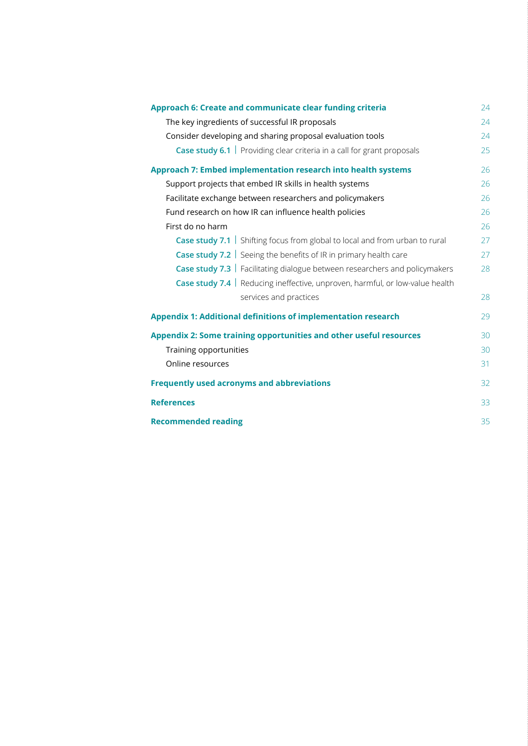**Approach 6: Create and communicate clear funding criteria** 24

- The key ingredients of successful IR proposals 24
- Consider developing and sharing proposal evaluation tools 24
  - **Case study 6.1** | Providing clear criteria in a call for grant proposals 25

**Approach 7: Embed implementation research into health systems** 26

- Support projects that embed IR skills in health systems 26
- Facilitate exchange between researchers and policymakers 26
- Fund research on how IR can influence health policies 26
- First do no harm 26
  - **Case study 7.1** | Shifting focus from global to local and from urban to rural 27
  - **Case study 7.2** | Seeing the benefits of IR in primary health care 27
  - **Case study 7.3** | Facilitating dialogue between researchers and policymakers 28
  - **Case study 7.4** | Reducing ineffective, unproven, harmful, or low-value health services and practices 28

**Appendix 1: Additional definitions of implementation research** 29

**Appendix 2: Some training opportunities and other useful resources** 30

- Training opportunities 30
- Online resources 31

**Frequently used acronyms and abbreviations** 32

**References** 33

**Recommended reading** 35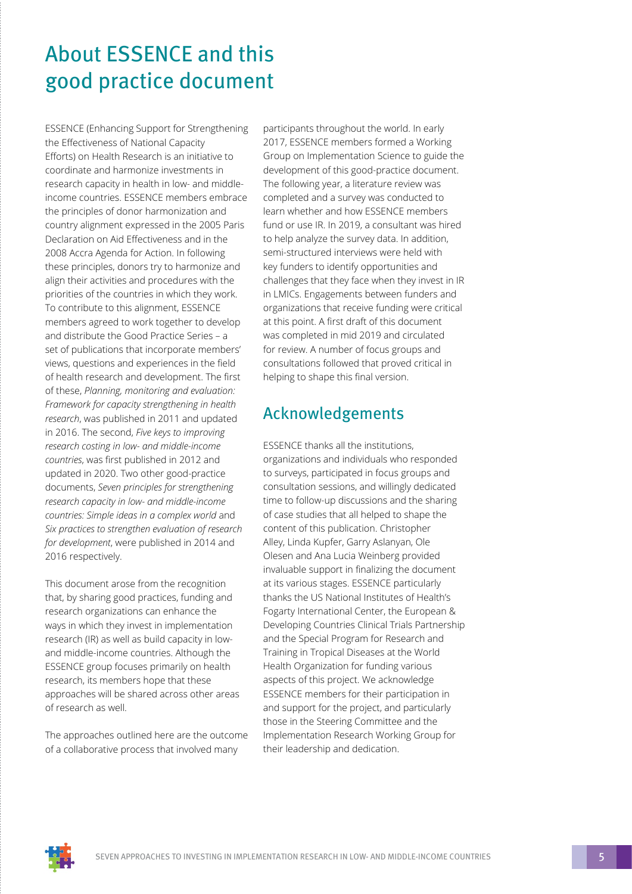# About ESSENCE and this good practice document

ESSENCE (Enhancing Support for Strengthening the Effectiveness of National Capacity Efforts) on Health Research is an initiative to coordinate and harmonize investments in research capacity in health in low- and middle-income countries. ESSENCE members embrace the principles of donor harmonization and country alignment expressed in the 2005 Paris Declaration on Aid Effectiveness and in the 2008 Accra Agenda for Action. In following these principles, donors try to harmonize and align their activities and procedures with the priorities of the countries in which they work. To contribute to this alignment, ESSENCE members agreed to work together to develop and distribute the Good Practice Series – a set of publications that incorporate members' views, questions and experiences in the field of health research and development. The first of these, *Planning, monitoring and evaluation: Framework for capacity strengthening in health research*, was published in 2011 and updated in 2016. The second, *Five keys to improving research costing in low- and middle-income countries*, was first published in 2012 and updated in 2020. Two other good-practice documents, *Seven principles for strengthening research capacity in low- and middle-income countries: Simple ideas in a complex world* and *Six practices to strengthen evaluation of research for development*, were published in 2014 and 2016 respectively.

This document arose from the recognition that, by sharing good practices, funding and research organizations can enhance the ways in which they invest in implementation research (IR) as well as build capacity in low- and middle-income countries. Although the ESSENCE group focuses primarily on health research, its members hope that these approaches will be shared across other areas of research as well.

The approaches outlined here are the outcome of a collaborative process that involved many participants throughout the world. In early 2017, ESSENCE members formed a Working Group on Implementation Science to guide the development of this good-practice document. The following year, a literature review was completed and a survey was conducted to learn whether and how ESSENCE members fund or use IR. In 2019, a consultant was hired to help analyze the survey data. In addition, semi-structured interviews were held with key funders to identify opportunities and challenges that they face when they invest in IR in LMICs. Engagements between funders and organizations that receive funding were critical at this point. A first draft of this document was completed in mid 2019 and circulated for review. A number of focus groups and consultations followed that proved critical in helping to shape this final version.

## Acknowledgements

ESSENCE thanks all the institutions, organizations and individuals who responded to surveys, participated in focus groups and consultation sessions, and willingly dedicated time to follow-up discussions and the sharing of case studies that all helped to shape the content of this publication. Christopher Alley, Linda Kupfer, Garry Aslanyan, Ole Olesen and Ana Lucia Weinberg provided invaluable support in finalizing the document at its various stages. ESSENCE particularly thanks the US National Institutes of Health's Fogarty International Center, the European & Developing Countries Clinical Trials Partnership and the Special Program for Research and Training in Tropical Diseases at the World Health Organization for funding various aspects of this project. We acknowledge ESSENCE members for their participation in and support for the project, and particularly those in the Steering Committee and the Implementation Research Working Group for their leadership and dedication.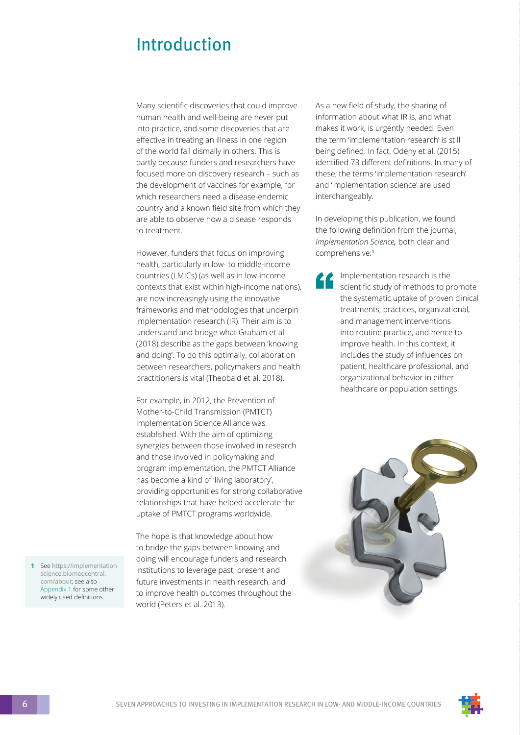# Introduction

Many scientific discoveries that could improve human health and well-being are never put into practice, and some discoveries that are effective in treating an illness in one region of the world fail dismally in others. This is partly because funders and researchers have focused more on discovery research – such as the development of vaccines for example, for which researchers need a disease-endemic country and a known field site from which they are able to observe how a disease responds to treatment.

However, funders that focus on improving health, particularly in low- to middle-income countries (LMICs) (as well as in low-income contexts that exist within high-income nations), are now increasingly using the innovative frameworks and methodologies that underpin implementation research (IR). Their aim is to understand and bridge what Graham et al. (2018) describe as the gaps between 'knowing and doing'. To do this optimally, collaboration between researchers, policymakers and health practitioners is vital (Theobald et al. 2018).

For example, in 2012, the Prevention of Mother-to-Child Transmission (PMTCT) Implementation Science Alliance was established. With the aim of optimizing synergies between those involved in research and those involved in policymaking and program implementation, the PMTCT Alliance has become a kind of 'living laboratory', providing opportunities for strong collaborative relationships that have helped accelerate the uptake of PMTCT programs worldwide.

The hope is that knowledge about how to bridge the gaps between knowing and doing will encourage funders and research institutions to leverage past, present and future investments in health research, and to improve health outcomes throughout the world (Peters et al. 2013).

As a new field of study, the sharing of information about what IR is, and what makes it work, is urgently needed. Even the term 'implementation research' is still being defined. In fact, Odeny et al. (2015) identified 73 different definitions. In many of these, the terms 'implementation research' and 'implementation science' are used interchangeably.

In developing this publication, we found the following definition from the journal, *Implementation Science,* both clear and comprehensive:[1]

> Implementation research is the scientific study of methods to promote the systematic uptake of proven clinical treatments, practices, organizational, and management interventions into routine practice, and hence to improve health. In this context, it includes the study of influences on patient, healthcare professional, and organizational behavior in either healthcare or population settings.

[1] See https://implementationscience.biomedcentral.com/about; see also Appendix 1 for some other widely used definitions.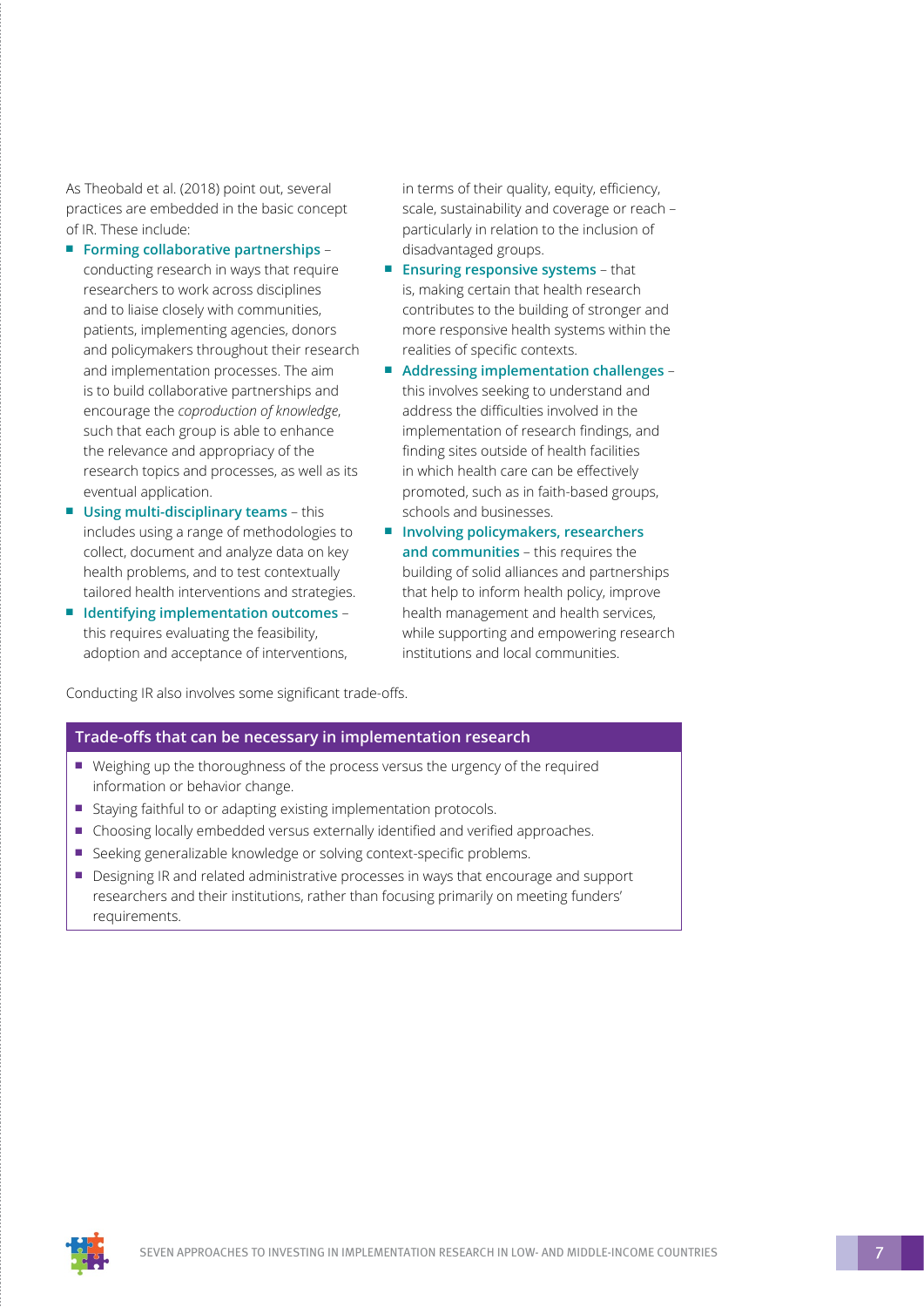As Theobald et al. (2018) point out, several practices are embedded in the basic concept of IR. These include:

- **Forming collaborative partnerships** – conducting research in ways that require researchers to work across disciplines and to liaise closely with communities, patients, implementing agencies, donors and policymakers throughout their research and implementation processes. The aim is to build collaborative partnerships and encourage the *coproduction of knowledge*, such that each group is able to enhance the relevance and appropriacy of the research topics and processes, as well as its eventual application.
- **Using multi-disciplinary teams** – this includes using a range of methodologies to collect, document and analyze data on key health problems, and to test contextually tailored health interventions and strategies.
- **Identifying implementation outcomes** – this requires evaluating the feasibility, adoption and acceptance of interventions, in terms of their quality, equity, efficiency, scale, sustainability and coverage or reach – particularly in relation to the inclusion of disadvantaged groups.
- **Ensuring responsive systems** – that is, making certain that health research contributes to the building of stronger and more responsive health systems within the realities of specific contexts.
- **Addressing implementation challenges** – this involves seeking to understand and address the difficulties involved in the implementation of research findings, and finding sites outside of health facilities in which health care can be effectively promoted, such as in faith-based groups, schools and businesses.
- **Involving policymakers, researchers and communities** – this requires the building of solid alliances and partnerships that help to inform health policy, improve health management and health services, while supporting and empowering research institutions and local communities.

Conducting IR also involves some significant trade-offs.

**Trade-offs that can be necessary in implementation research**

- Weighing up the thoroughness of the process versus the urgency of the required information or behavior change.
- Staying faithful to or adapting existing implementation protocols.
- Choosing locally embedded versus externally identified and verified approaches.
- Seeking generalizable knowledge or solving context-specific problems.
- Designing IR and related administrative processes in ways that encourage and support researchers and their institutions, rather than focusing primarily on meeting funders' requirements.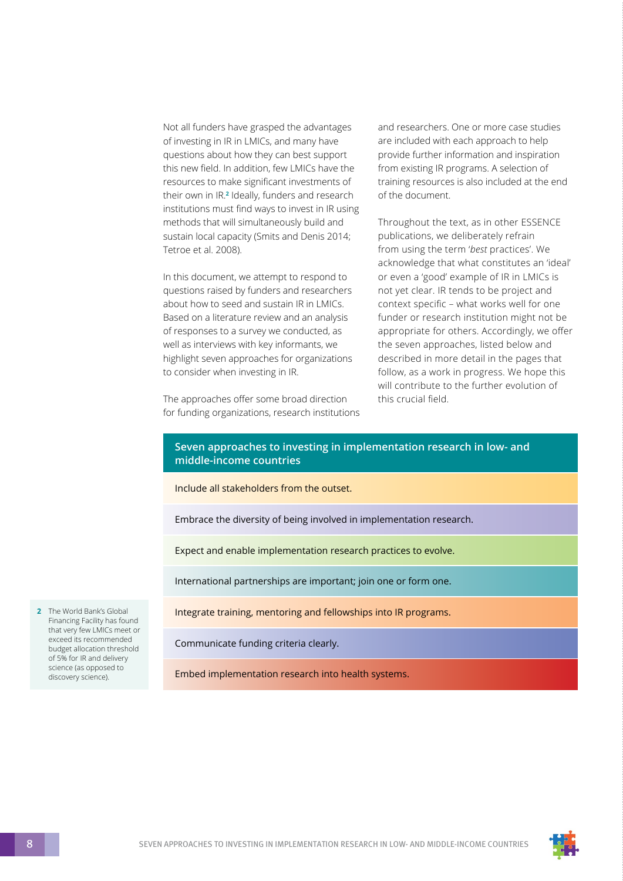Not all funders have grasped the advantages of investing in IR in LMICs, and many have questions about how they can best support this new field. In addition, few LMICs have the resources to make significant investments of their own in IR.[2] Ideally, funders and research institutions must find ways to invest in IR using methods that will simultaneously build and sustain local capacity (Smits and Denis 2014; Tetroe et al. 2008).

In this document, we attempt to respond to questions raised by funders and researchers about how to seed and sustain IR in LMICs. Based on a literature review and an analysis of responses to a survey we conducted, as well as interviews with key informants, we highlight seven approaches for organizations to consider when investing in IR.

The approaches offer some broad direction for funding organizations, research institutions and researchers. One or more case studies are included with each approach to help provide further information and inspiration from existing IR programs. A selection of training resources is also included at the end of the document.

Throughout the text, as in other ESSENCE publications, we deliberately refrain from using the term '*best* practices'. We acknowledge that what constitutes an 'ideal' or even a 'good' example of IR in LMICs is not yet clear. IR tends to be project and context specific – what works well for one funder or research institution might not be appropriate for others. Accordingly, we offer the seven approaches, listed below and described in more detail in the pages that follow, as a work in progress. We hope this will contribute to the further evolution of this crucial field.

**Seven approaches to investing in implementation research in low- and middle-income countries**

- Include all stakeholders from the outset.
- Embrace the diversity of being involved in implementation research.
- Expect and enable implementation research practices to evolve.
- International partnerships are important; join one or form one.
- Integrate training, mentoring and fellowships into IR programs.
- Communicate funding criteria clearly.
- Embed implementation research into health systems.

[2] The World Bank's Global Financing Facility has found that very few LMICs meet or exceed its recommended budget allocation threshold of 5% for IR and delivery science (as opposed to discovery science).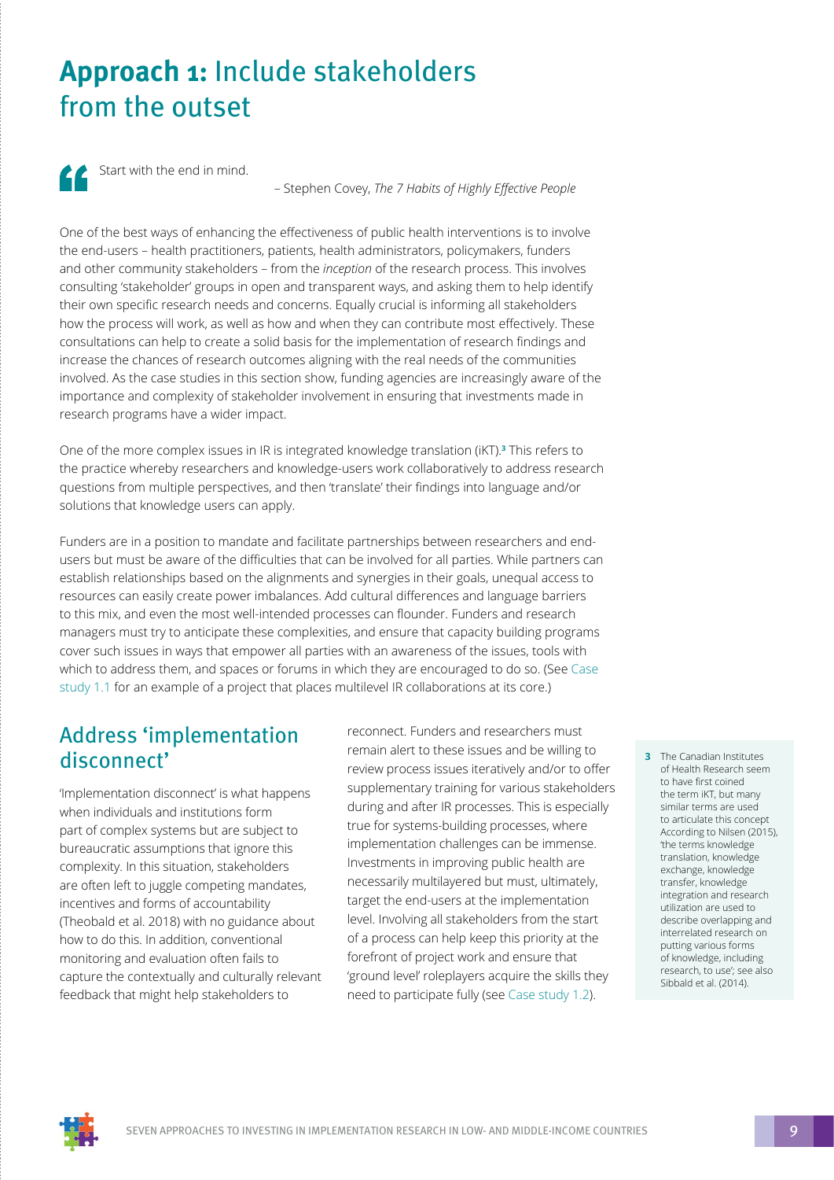# **Approach 1:** Include stakeholders from the outset

> Start with the end in mind.
>
> – Stephen Covey, *The 7 Habits of Highly Effective People*

One of the best ways of enhancing the effectiveness of public health interventions is to involve the end-users – health practitioners, patients, health administrators, policymakers, funders and other community stakeholders – from the *inception* of the research process. This involves consulting 'stakeholder' groups in open and transparent ways, and asking them to help identify their own specific research needs and concerns. Equally crucial is informing all stakeholders how the process will work, as well as how and when they can contribute most effectively. These consultations can help to create a solid basis for the implementation of research findings and increase the chances of research outcomes aligning with the real needs of the communities involved. As the case studies in this section show, funding agencies are increasingly aware of the importance and complexity of stakeholder involvement in ensuring that investments made in research programs have a wider impact.

One of the more complex issues in IR is integrated knowledge translation (iKT).[3] This refers to the practice whereby researchers and knowledge-users work collaboratively to address research questions from multiple perspectives, and then 'translate' their findings into language and/or solutions that knowledge users can apply.

Funders are in a position to mandate and facilitate partnerships between researchers and end-users but must be aware of the difficulties that can be involved for all parties. While partners can establish relationships based on the alignments and synergies in their goals, unequal access to resources can easily create power imbalances. Add cultural differences and language barriers to this mix, and even the most well-intended processes can flounder. Funders and research managers must try to anticipate these complexities, and ensure that capacity building programs cover such issues in ways that empower all parties with an awareness of the issues, tools with which to address them, and spaces or forums in which they are encouraged to do so. (See Case study 1.1 for an example of a project that places multilevel IR collaborations at its core.)

## Address 'implementation disconnect'

'Implementation disconnect' is what happens when individuals and institutions form part of complex systems but are subject to bureaucratic assumptions that ignore this complexity. In this situation, stakeholders are often left to juggle competing mandates, incentives and forms of accountability (Theobald et al. 2018) with no guidance about how to do this. In addition, conventional monitoring and evaluation often fails to capture the contextually and culturally relevant feedback that might help stakeholders to reconnect. Funders and researchers must remain alert to these issues and be willing to review process issues iteratively and/or to offer supplementary training for various stakeholders during and after IR processes. This is especially true for systems-building processes, where implementation challenges can be immense. Investments in improving public health are necessarily multilayered but must, ultimately, target the end-users at the implementation level. Involving all stakeholders from the start of a process can help keep this priority at the forefront of project work and ensure that 'ground level' roleplayers acquire the skills they need to participate fully (see Case study 1.2).

[3] The Canadian Institutes of Health Research seem to have first coined the term iKT, but many similar terms are used to articulate this concept According to Nilsen (2015), 'the terms knowledge translation, knowledge exchange, knowledge transfer, knowledge integration and research utilization are used to describe overlapping and interrelated research on putting various forms of knowledge, including research, to use'; see also Sibbald et al. (2014).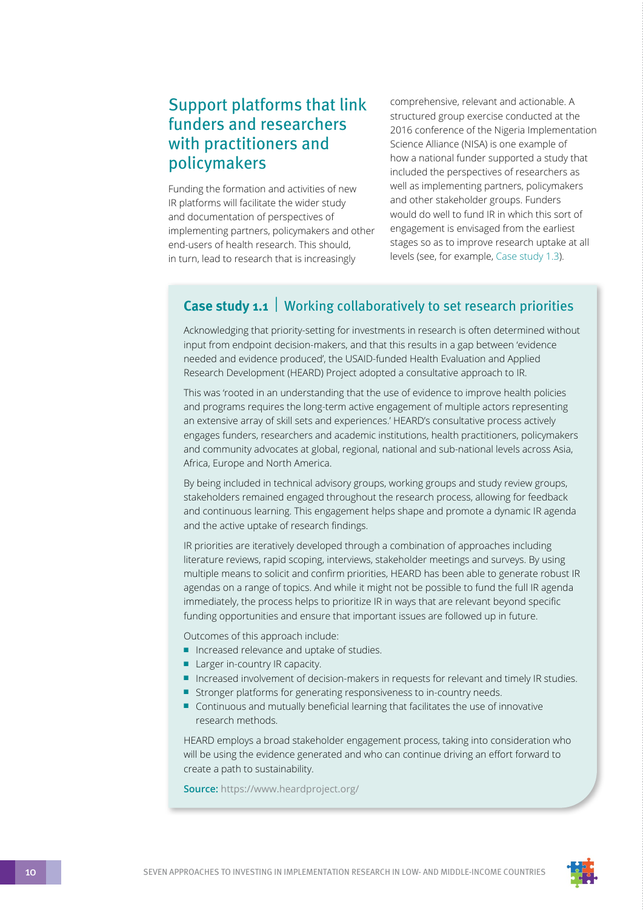## Support platforms that link funders and researchers with practitioners and policymakers

Funding the formation and activities of new IR platforms will facilitate the wider study and documentation of perspectives of implementing partners, policymakers and other end-users of health research. This should, in turn, lead to research that is increasingly comprehensive, relevant and actionable. A structured group exercise conducted at the 2016 conference of the Nigeria Implementation Science Alliance (NISA) is one example of how a national funder supported a study that included the perspectives of researchers as well as implementing partners, policymakers and other stakeholder groups. Funders would do well to fund IR in which this sort of engagement is envisaged from the earliest stages so as to improve research uptake at all levels (see, for example, Case study 1.3).

### **Case study 1.1** | Working collaboratively to set research priorities

Acknowledging that priority-setting for investments in research is often determined without input from endpoint decision-makers, and that this results in a gap between 'evidence needed and evidence produced', the USAID-funded Health Evaluation and Applied Research Development (HEARD) Project adopted a consultative approach to IR.

This was 'rooted in an understanding that the use of evidence to improve health policies and programs requires the long-term active engagement of multiple actors representing an extensive array of skill sets and experiences.' HEARD's consultative process actively engages funders, researchers and academic institutions, health practitioners, policymakers and community advocates at global, regional, national and sub-national levels across Asia, Africa, Europe and North America.

By being included in technical advisory groups, working groups and study review groups, stakeholders remained engaged throughout the research process, allowing for feedback and continuous learning. This engagement helps shape and promote a dynamic IR agenda and the active uptake of research findings.

IR priorities are iteratively developed through a combination of approaches including literature reviews, rapid scoping, interviews, stakeholder meetings and surveys. By using multiple means to solicit and confirm priorities, HEARD has been able to generate robust IR agendas on a range of topics. And while it might not be possible to fund the full IR agenda immediately, the process helps to prioritize IR in ways that are relevant beyond specific funding opportunities and ensure that important issues are followed up in future.

Outcomes of this approach include:

- Increased relevance and uptake of studies.
- Larger in-country IR capacity.
- Increased involvement of decision-makers in requests for relevant and timely IR studies.
- Stronger platforms for generating responsiveness to in-country needs.
- Continuous and mutually beneficial learning that facilitates the use of innovative research methods.

HEARD employs a broad stakeholder engagement process, taking into consideration who will be using the evidence generated and who can continue driving an effort forward to create a path to sustainability.

**Source:** https://www.heardproject.org/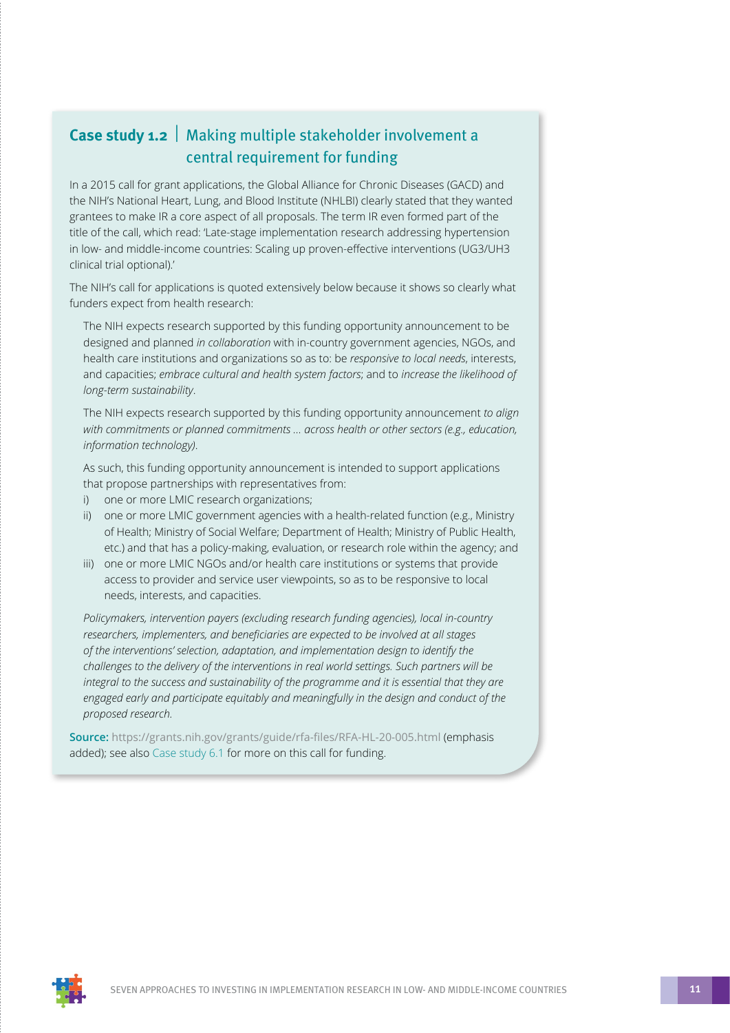## **Case study 1.2** | Making multiple stakeholder involvement a central requirement for funding

In a 2015 call for grant applications, the Global Alliance for Chronic Diseases (GACD) and the NIH's National Heart, Lung, and Blood Institute (NHLBI) clearly stated that they wanted grantees to make IR a core aspect of all proposals. The term IR even formed part of the title of the call, which read: 'Late-stage implementation research addressing hypertension in low- and middle-income countries: Scaling up proven-effective interventions (UG3/UH3 clinical trial optional).'

The NIH's call for applications is quoted extensively below because it shows so clearly what funders expect from health research:

> The NIH expects research supported by this funding opportunity announcement to be designed and planned *in collaboration* with in-country government agencies, NGOs, and health care institutions and organizations so as to: be *responsive to local needs*, interests, and capacities; *embrace cultural and health system factors*; and to *increase the likelihood of long-term sustainability*.
>
> The NIH expects research supported by this funding opportunity announcement *to align with commitments or planned commitments … across health or other sectors (e.g., education, information technology)*.
>
> As such, this funding opportunity announcement is intended to support applications that propose partnerships with representatives from:
>
> i) one or more LMIC research organizations;
> ii) one or more LMIC government agencies with a health-related function (e.g., Ministry of Health; Ministry of Social Welfare; Department of Health; Ministry of Public Health, etc.) and that has a policy-making, evaluation, or research role within the agency; and
> iii) one or more LMIC NGOs and/or health care institutions or systems that provide access to provider and service user viewpoints, so as to be responsive to local needs, interests, and capacities.
>
> *Policymakers, intervention payers (excluding research funding agencies), local in-country researchers, implementers, and beneficiaries are expected to be involved at all stages of the interventions' selection, adaptation, and implementation design to identify the challenges to the delivery of the interventions in real world settings. Such partners will be integral to the success and sustainability of the programme and it is essential that they are engaged early and participate equitably and meaningfully in the design and conduct of the proposed research.*

**Source:** https://grants.nih.gov/grants/guide/rfa-files/RFA-HL-20-005.html (emphasis added); see also Case study 6.1 for more on this call for funding.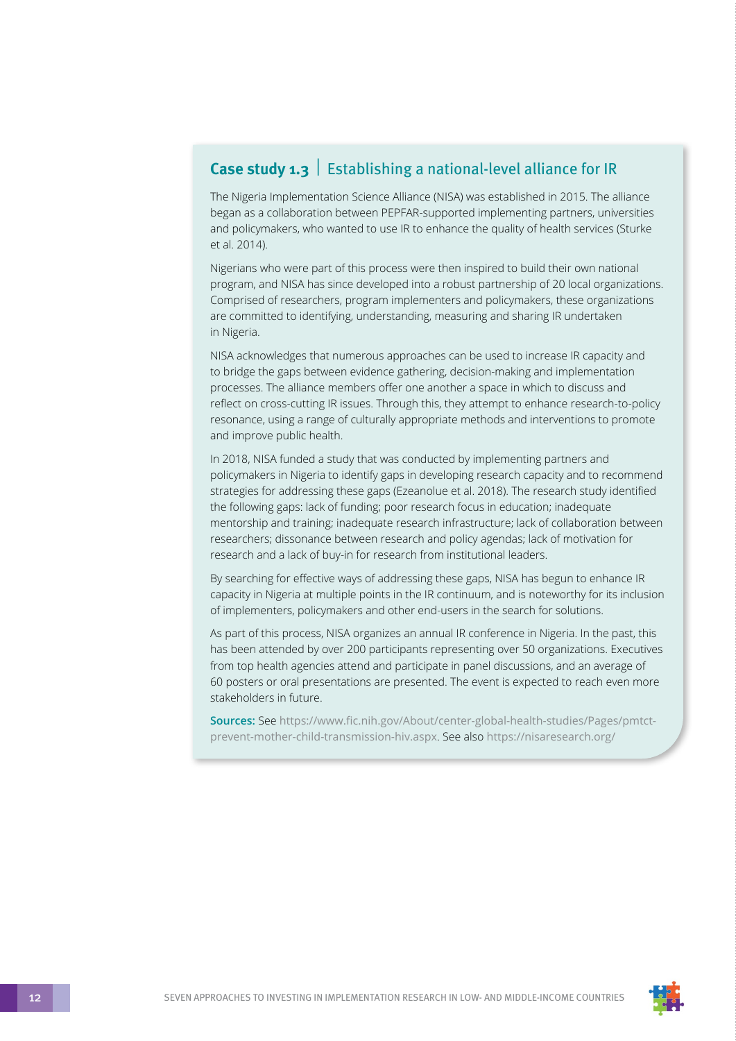### **Case study 1.3** | Establishing a national-level alliance for IR

The Nigeria Implementation Science Alliance (NISA) was established in 2015. The alliance began as a collaboration between PEPFAR-supported implementing partners, universities and policymakers, who wanted to use IR to enhance the quality of health services (Sturke et al. 2014).

Nigerians who were part of this process were then inspired to build their own national program, and NISA has since developed into a robust partnership of 20 local organizations. Comprised of researchers, program implementers and policymakers, these organizations are committed to identifying, understanding, measuring and sharing IR undertaken in Nigeria.

NISA acknowledges that numerous approaches can be used to increase IR capacity and to bridge the gaps between evidence gathering, decision-making and implementation processes. The alliance members offer one another a space in which to discuss and reflect on cross-cutting IR issues. Through this, they attempt to enhance research-to-policy resonance, using a range of culturally appropriate methods and interventions to promote and improve public health.

In 2018, NISA funded a study that was conducted by implementing partners and policymakers in Nigeria to identify gaps in developing research capacity and to recommend strategies for addressing these gaps (Ezeanolue et al. 2018). The research study identified the following gaps: lack of funding; poor research focus in education; inadequate mentorship and training; inadequate research infrastructure; lack of collaboration between researchers; dissonance between research and policy agendas; lack of motivation for research and a lack of buy-in for research from institutional leaders.

By searching for effective ways of addressing these gaps, NISA has begun to enhance IR capacity in Nigeria at multiple points in the IR continuum, and is noteworthy for its inclusion of implementers, policymakers and other end-users in the search for solutions.

As part of this process, NISA organizes an annual IR conference in Nigeria. In the past, this has been attended by over 200 participants representing over 50 organizations. Executives from top health agencies attend and participate in panel discussions, and an average of 60 posters or oral presentations are presented. The event is expected to reach even more stakeholders in future.

**Sources:** See https://www.fic.nih.gov/About/center-global-health-studies/Pages/pmtct-prevent-mother-child-transmission-hiv.aspx. See also https://nisaresearch.org/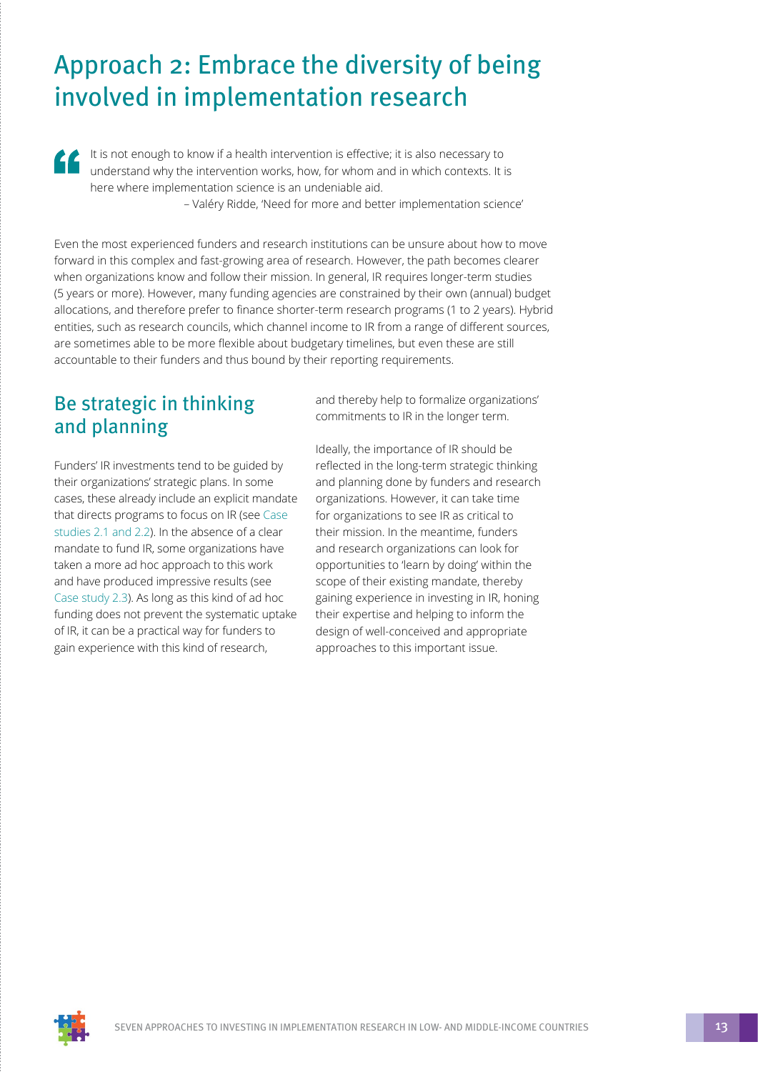# Approach 2: Embrace the diversity of being involved in implementation research

> It is not enough to know if a health intervention is effective; it is also necessary to understand why the intervention works, how, for whom and in which contexts. It is here where implementation science is an undeniable aid.
>
> – Valéry Ridde, 'Need for more and better implementation science'

Even the most experienced funders and research institutions can be unsure about how to move forward in this complex and fast-growing area of research. However, the path becomes clearer when organizations know and follow their mission. In general, IR requires longer-term studies (5 years or more). However, many funding agencies are constrained by their own (annual) budget allocations, and therefore prefer to finance shorter-term research programs (1 to 2 years). Hybrid entities, such as research councils, which channel income to IR from a range of different sources, are sometimes able to be more flexible about budgetary timelines, but even these are still accountable to their funders and thus bound by their reporting requirements.

## Be strategic in thinking and planning

Funders' IR investments tend to be guided by their organizations' strategic plans. In some cases, these already include an explicit mandate that directs programs to focus on IR (see Case studies 2.1 and 2.2). In the absence of a clear mandate to fund IR, some organizations have taken a more ad hoc approach to this work and have produced impressive results (see Case study 2.3). As long as this kind of ad hoc funding does not prevent the systematic uptake of IR, it can be a practical way for funders to gain experience with this kind of research, and thereby help to formalize organizations' commitments to IR in the longer term.

Ideally, the importance of IR should be reflected in the long-term strategic thinking and planning done by funders and research organizations. However, it can take time for organizations to see IR as critical to their mission. In the meantime, funders and research organizations can look for opportunities to 'learn by doing' within the scope of their existing mandate, thereby gaining experience in investing in IR, honing their expertise and helping to inform the design of well-conceived and appropriate approaches to this important issue.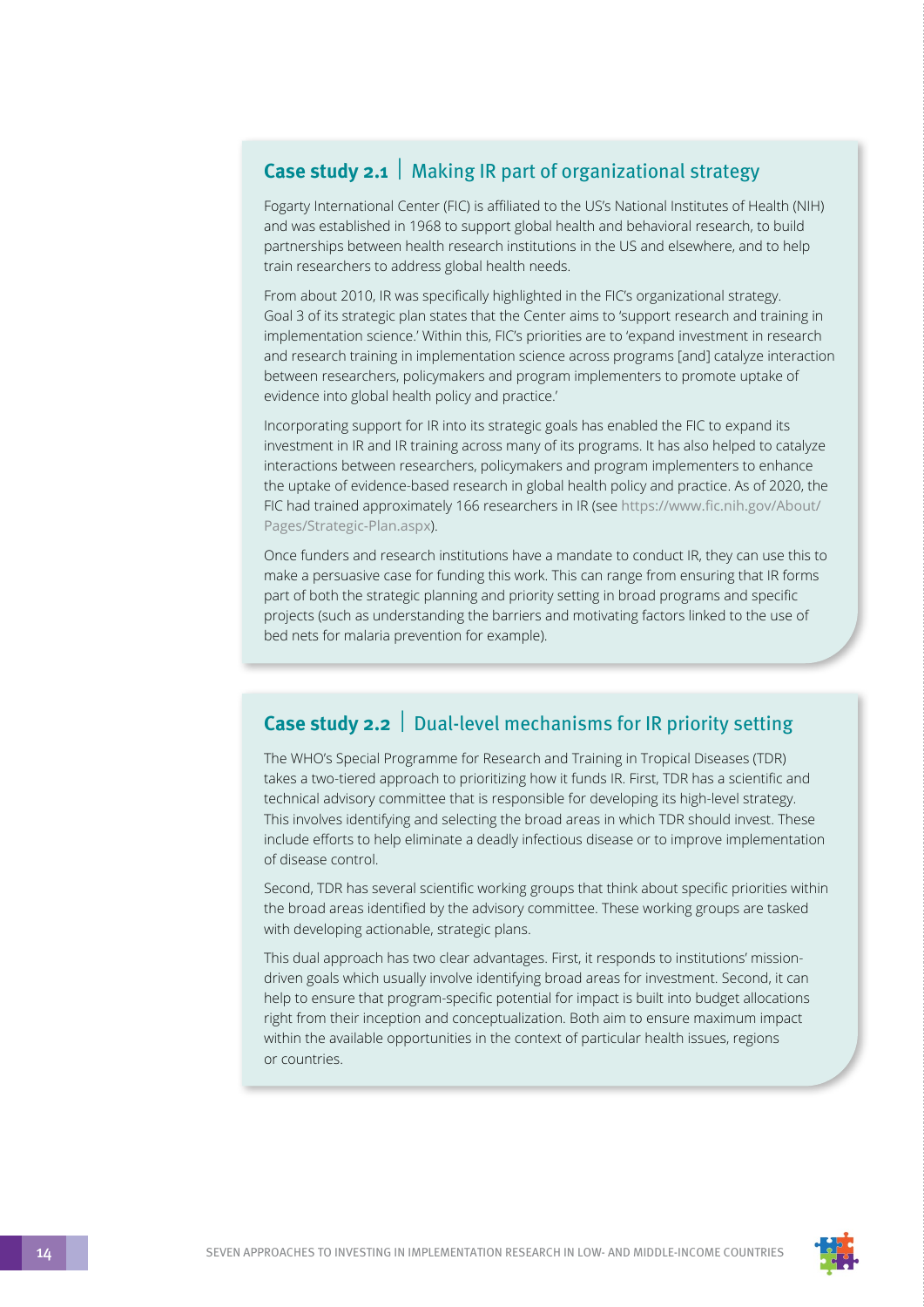## **Case study 2.1** | Making IR part of organizational strategy

Fogarty International Center (FIC) is affiliated to the US's National Institutes of Health (NIH) and was established in 1968 to support global health and behavioral research, to build partnerships between health research institutions in the US and elsewhere, and to help train researchers to address global health needs.

From about 2010, IR was specifically highlighted in the FIC's organizational strategy. Goal 3 of its strategic plan states that the Center aims to 'support research and training in implementation science.' Within this, FIC's priorities are to 'expand investment in research and research training in implementation science across programs [and] catalyze interaction between researchers, policymakers and program implementers to promote uptake of evidence into global health policy and practice.'

Incorporating support for IR into its strategic goals has enabled the FIC to expand its investment in IR and IR training across many of its programs. It has also helped to catalyze interactions between researchers, policymakers and program implementers to enhance the uptake of evidence-based research in global health policy and practice. As of 2020, the FIC had trained approximately 166 researchers in IR (see https://www.fic.nih.gov/About/Pages/Strategic-Plan.aspx).

Once funders and research institutions have a mandate to conduct IR, they can use this to make a persuasive case for funding this work. This can range from ensuring that IR forms part of both the strategic planning and priority setting in broad programs and specific projects (such as understanding the barriers and motivating factors linked to the use of bed nets for malaria prevention for example).

## **Case study 2.2** | Dual-level mechanisms for IR priority setting

The WHO's Special Programme for Research and Training in Tropical Diseases (TDR) takes a two-tiered approach to prioritizing how it funds IR. First, TDR has a scientific and technical advisory committee that is responsible for developing its high-level strategy. This involves identifying and selecting the broad areas in which TDR should invest. These include efforts to help eliminate a deadly infectious disease or to improve implementation of disease control.

Second, TDR has several scientific working groups that think about specific priorities within the broad areas identified by the advisory committee. These working groups are tasked with developing actionable, strategic plans.

This dual approach has two clear advantages. First, it responds to institutions' mission-driven goals which usually involve identifying broad areas for investment. Second, it can help to ensure that program-specific potential for impact is built into budget allocations right from their inception and conceptualization. Both aim to ensure maximum impact within the available opportunities in the context of particular health issues, regions or countries.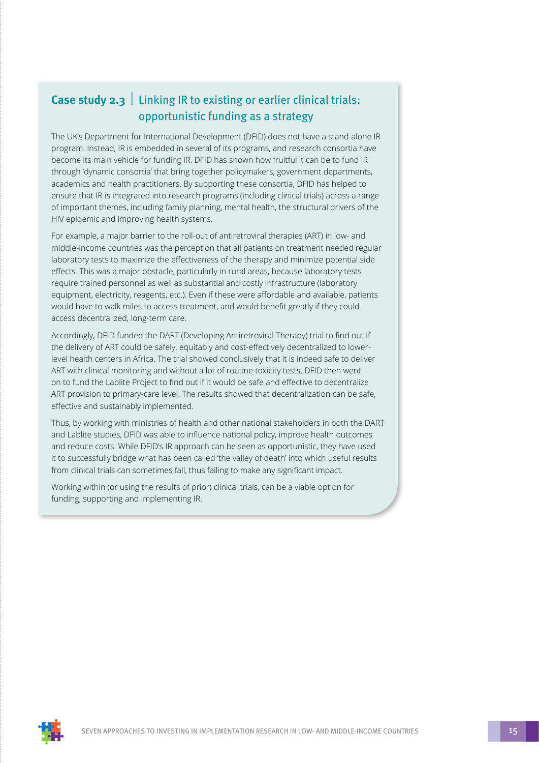## Case study 2.3 | Linking IR to existing or earlier clinical trials: opportunistic funding as a strategy

The UK's Department for International Development (DFID) does not have a stand-alone IR program. Instead, IR is embedded in several of its programs, and research consortia have become its main vehicle for funding IR. DFID has shown how fruitful it can be to fund IR through 'dynamic consortia' that bring together policymakers, government departments, academics and health practitioners. By supporting these consortia, DFID has helped to ensure that IR is integrated into research programs (including clinical trials) across a range of important themes, including family planning, mental health, the structural drivers of the HIV epidemic and improving health systems.

For example, a major barrier to the roll-out of antiretroviral therapies (ART) in low- and middle-income countries was the perception that all patients on treatment needed regular laboratory tests to maximize the effectiveness of the therapy and minimize potential side effects. This was a major obstacle, particularly in rural areas, because laboratory tests require trained personnel as well as substantial and costly infrastructure (laboratory equipment, electricity, reagents, etc.). Even if these were affordable and available, patients would have to walk miles to access treatment, and would benefit greatly if they could access decentralized, long-term care.

Accordingly, DFID funded the DART (Developing Antiretroviral Therapy) trial to find out if the delivery of ART could be safely, equitably and cost-effectively decentralized to lower-level health centers in Africa. The trial showed conclusively that it is indeed safe to deliver ART with clinical monitoring and without a lot of routine toxicity tests. DFID then went on to fund the Lablite Project to find out if it would be safe and effective to decentralize ART provision to primary-care level. The results showed that decentralization can be safe, effective and sustainably implemented.

Thus, by working with ministries of health and other national stakeholders in both the DART and Lablite studies, DFID was able to influence national policy, improve health outcomes and reduce costs. While DFID's IR approach can be seen as opportunistic, they have used it to successfully bridge what has been called 'the valley of death' into which useful results from clinical trials can sometimes fall, thus failing to make any significant impact.

Working within (or using the results of prior) clinical trials, can be a viable option for funding, supporting and implementing IR.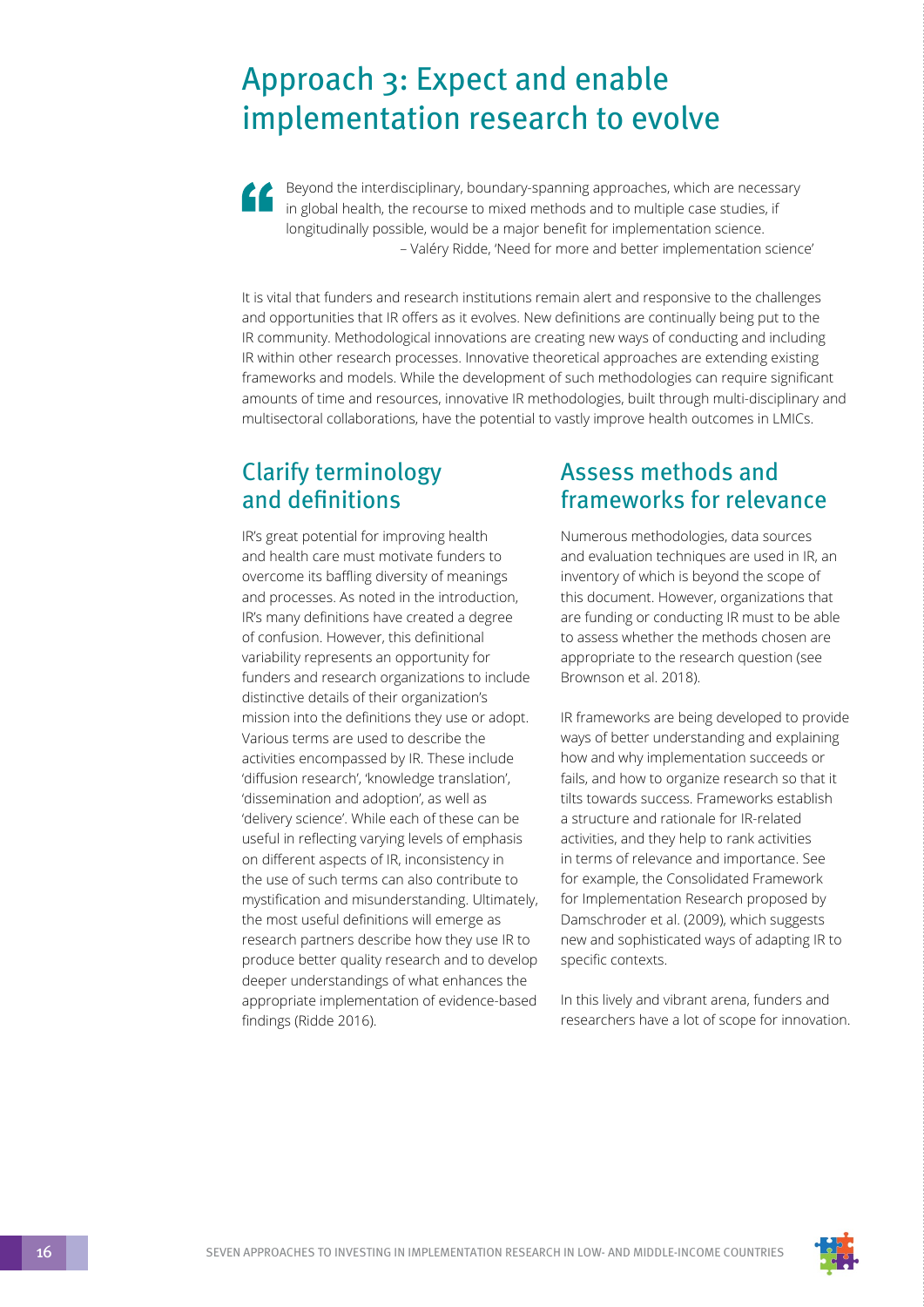# Approach 3: Expect and enable implementation research to evolve

> Beyond the interdisciplinary, boundary-spanning approaches, which are necessary in global health, the recourse to mixed methods and to multiple case studies, if longitudinally possible, would be a major benefit for implementation science.
>
> – Valéry Ridde, 'Need for more and better implementation science'

It is vital that funders and research institutions remain alert and responsive to the challenges and opportunities that IR offers as it evolves. New definitions are continually being put to the IR community. Methodological innovations are creating new ways of conducting and including IR within other research processes. Innovative theoretical approaches are extending existing frameworks and models. While the development of such methodologies can require significant amounts of time and resources, innovative IR methodologies, built through multi-disciplinary and multisectoral collaborations, have the potential to vastly improve health outcomes in LMICs.

## Clarify terminology and definitions

IR's great potential for improving health and health care must motivate funders to overcome its baffling diversity of meanings and processes. As noted in the introduction, IR's many definitions have created a degree of confusion. However, this definitional variability represents an opportunity for funders and research organizations to include distinctive details of their organization's mission into the definitions they use or adopt. Various terms are used to describe the activities encompassed by IR. These include 'diffusion research', 'knowledge translation', 'dissemination and adoption', as well as 'delivery science'. While each of these can be useful in reflecting varying levels of emphasis on different aspects of IR, inconsistency in the use of such terms can also contribute to mystification and misunderstanding. Ultimately, the most useful definitions will emerge as research partners describe how they use IR to produce better quality research and to develop deeper understandings of what enhances the appropriate implementation of evidence-based findings (Ridde 2016).

## Assess methods and frameworks for relevance

Numerous methodologies, data sources and evaluation techniques are used in IR, an inventory of which is beyond the scope of this document. However, organizations that are funding or conducting IR must to be able to assess whether the methods chosen are appropriate to the research question (see Brownson et al. 2018).

IR frameworks are being developed to provide ways of better understanding and explaining how and why implementation succeeds or fails, and how to organize research so that it tilts towards success. Frameworks establish a structure and rationale for IR-related activities, and they help to rank activities in terms of relevance and importance. See for example, the Consolidated Framework for Implementation Research proposed by Damschroder et al. (2009), which suggests new and sophisticated ways of adapting IR to specific contexts.

In this lively and vibrant arena, funders and researchers have a lot of scope for innovation.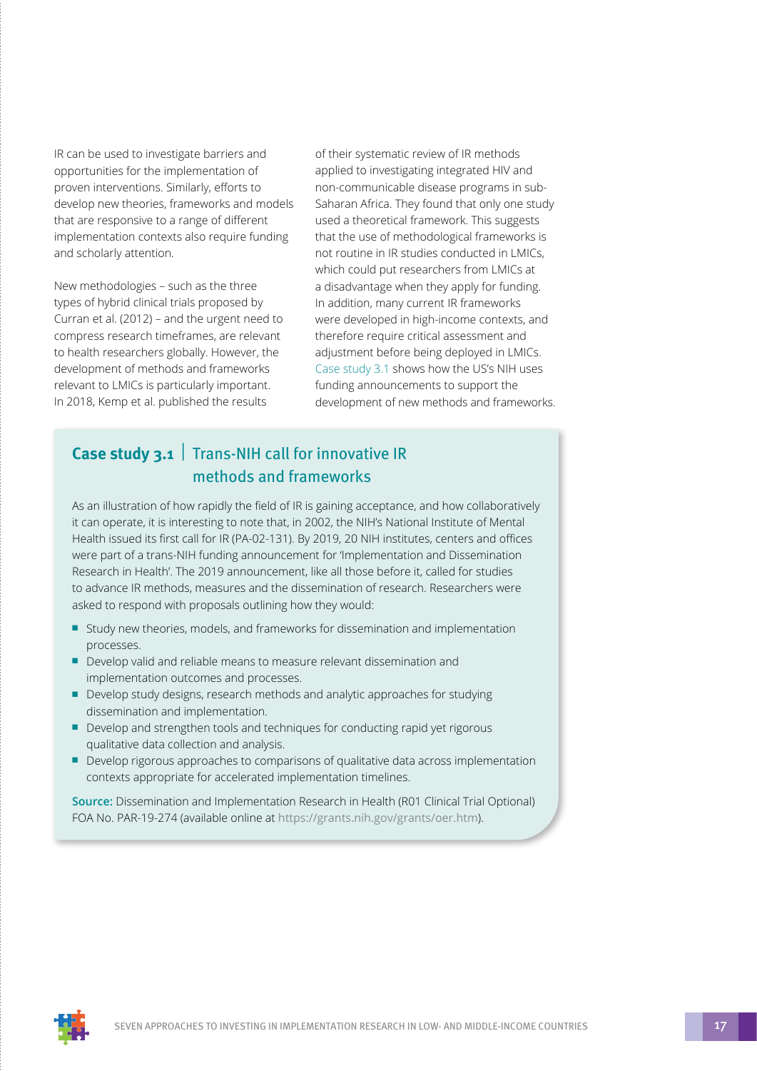IR can be used to investigate barriers and opportunities for the implementation of proven interventions. Similarly, efforts to develop new theories, frameworks and models that are responsive to a range of different implementation contexts also require funding and scholarly attention.

New methodologies – such as the three types of hybrid clinical trials proposed by Curran et al. (2012) – and the urgent need to compress research timeframes, are relevant to health researchers globally. However, the development of methods and frameworks relevant to LMICs is particularly important. In 2018, Kemp et al. published the results of their systematic review of IR methods applied to investigating integrated HIV and non-communicable disease programs in sub-Saharan Africa. They found that only one study used a theoretical framework. This suggests that the use of methodological frameworks is not routine in IR studies conducted in LMICs, which could put researchers from LMICs at a disadvantage when they apply for funding. In addition, many current IR frameworks were developed in high-income contexts, and therefore require critical assessment and adjustment before being deployed in LMICs. Case study 3.1 shows how the US's NIH uses funding announcements to support the development of new methods and frameworks.

## Case study 3.1 | Trans-NIH call for innovative IR methods and frameworks

As an illustration of how rapidly the field of IR is gaining acceptance, and how collaboratively it can operate, it is interesting to note that, in 2002, the NIH's National Institute of Mental Health issued its first call for IR (PA-02-131). By 2019, 20 NIH institutes, centers and offices were part of a trans-NIH funding announcement for 'Implementation and Dissemination Research in Health'. The 2019 announcement, like all those before it, called for studies to advance IR methods, measures and the dissemination of research. Researchers were asked to respond with proposals outlining how they would:

- Study new theories, models, and frameworks for dissemination and implementation processes.
- Develop valid and reliable means to measure relevant dissemination and implementation outcomes and processes.
- Develop study designs, research methods and analytic approaches for studying dissemination and implementation.
- Develop and strengthen tools and techniques for conducting rapid yet rigorous qualitative data collection and analysis.
- Develop rigorous approaches to comparisons of qualitative data across implementation contexts appropriate for accelerated implementation timelines.

**Source:** Dissemination and Implementation Research in Health (R01 Clinical Trial Optional) FOA No. PAR-19-274 (available online at https://grants.nih.gov/grants/oer.htm).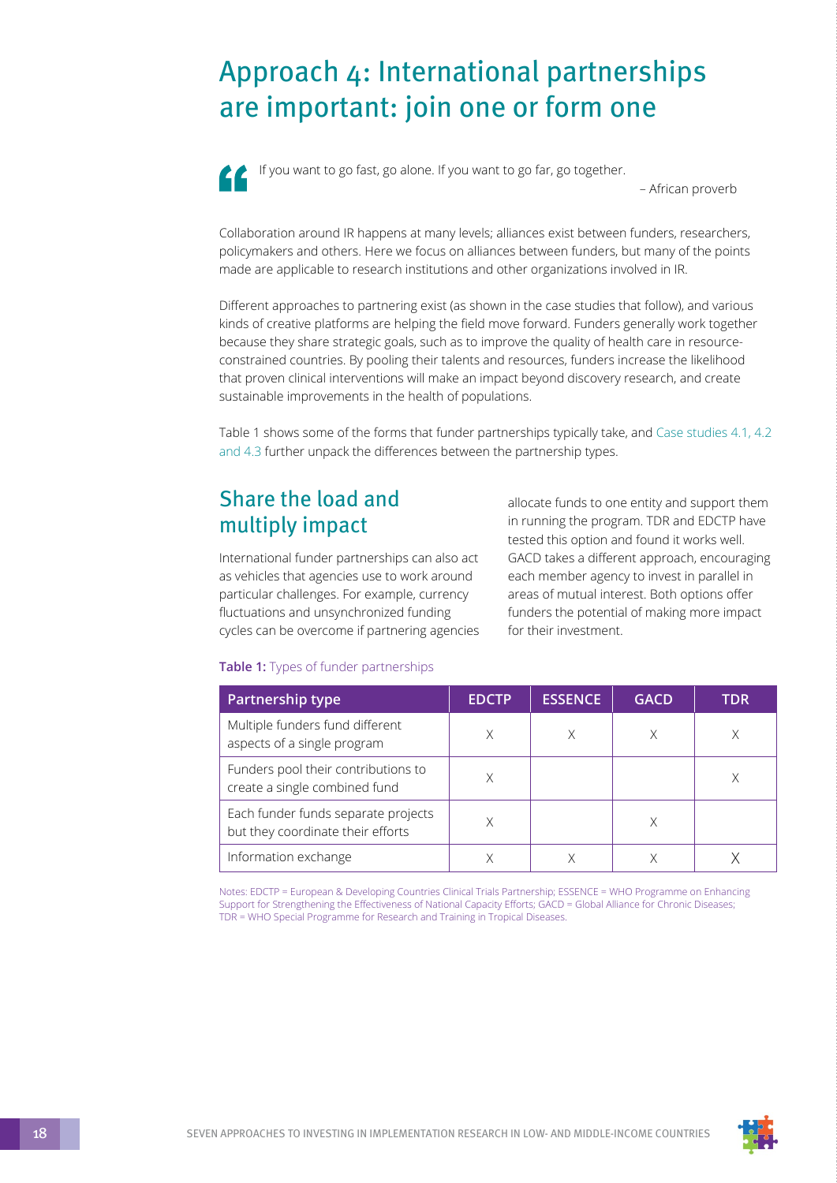# Approach 4: International partnerships are important: join one or form one

> If you want to go fast, go alone. If you want to go far, go together.
>
> – African proverb

Collaboration around IR happens at many levels; alliances exist between funders, researchers, policymakers and others. Here we focus on alliances between funders, but many of the points made are applicable to research institutions and other organizations involved in IR.

Different approaches to partnering exist (as shown in the case studies that follow), and various kinds of creative platforms are helping the field move forward. Funders generally work together because they share strategic goals, such as to improve the quality of health care in resource-constrained countries. By pooling their talents and resources, funders increase the likelihood that proven clinical interventions will make an impact beyond discovery research, and create sustainable improvements in the health of populations.

Table 1 shows some of the forms that funder partnerships typically take, and Case studies 4.1, 4.2 and 4.3 further unpack the differences between the partnership types.

## Share the load and multiply impact

International funder partnerships can also act as vehicles that agencies use to work around particular challenges. For example, currency fluctuations and unsynchronized funding cycles can be overcome if partnering agencies allocate funds to one entity and support them in running the program. TDR and EDCTP have tested this option and found it works well. GACD takes a different approach, encouraging each member agency to invest in parallel in areas of mutual interest. Both options offer funders the potential of making more impact for their investment.

**Table 1:** Types of funder partnerships

| Partnership type | EDCTP | ESSENCE | GACD | TDR |
|---|---|---|---|---|
| Multiple funders fund different aspects of a single program | X | X | X | X |
| Funders pool their contributions to create a single combined fund | X | | | X |
| Each funder funds separate projects but they coordinate their efforts | X | | X | |
| Information exchange | X | X | X | X |

Notes: EDCTP = European & Developing Countries Clinical Trials Partnership; ESSENCE = WHO Programme on Enhancing Support for Strengthening the Effectiveness of National Capacity Efforts; GACD = Global Alliance for Chronic Diseases; TDR = WHO Special Programme for Research and Training in Tropical Diseases.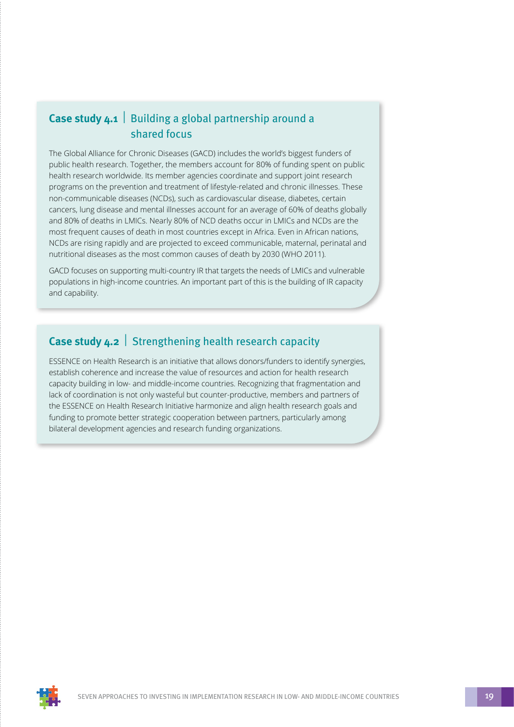### Case study 4.1 | Building a global partnership around a shared focus

The Global Alliance for Chronic Diseases (GACD) includes the world's biggest funders of public health research. Together, the members account for 80% of funding spent on public health research worldwide. Its member agencies coordinate and support joint research programs on the prevention and treatment of lifestyle-related and chronic illnesses. These non-communicable diseases (NCDs), such as cardiovascular disease, diabetes, certain cancers, lung disease and mental illnesses account for an average of 60% of deaths globally and 80% of deaths in LMICs. Nearly 80% of NCD deaths occur in LMICs and NCDs are the most frequent causes of death in most countries except in Africa. Even in African nations, NCDs are rising rapidly and are projected to exceed communicable, maternal, perinatal and nutritional diseases as the most common causes of death by 2030 (WHO 2011).

GACD focuses on supporting multi-country IR that targets the needs of LMICs and vulnerable populations in high-income countries. An important part of this is the building of IR capacity and capability.

### Case study 4.2 | Strengthening health research capacity

ESSENCE on Health Research is an initiative that allows donors/funders to identify synergies, establish coherence and increase the value of resources and action for health research capacity building in low- and middle-income countries. Recognizing that fragmentation and lack of coordination is not only wasteful but counter-productive, members and partners of the ESSENCE on Health Research Initiative harmonize and align health research goals and funding to promote better strategic cooperation between partners, particularly among bilateral development agencies and research funding organizations.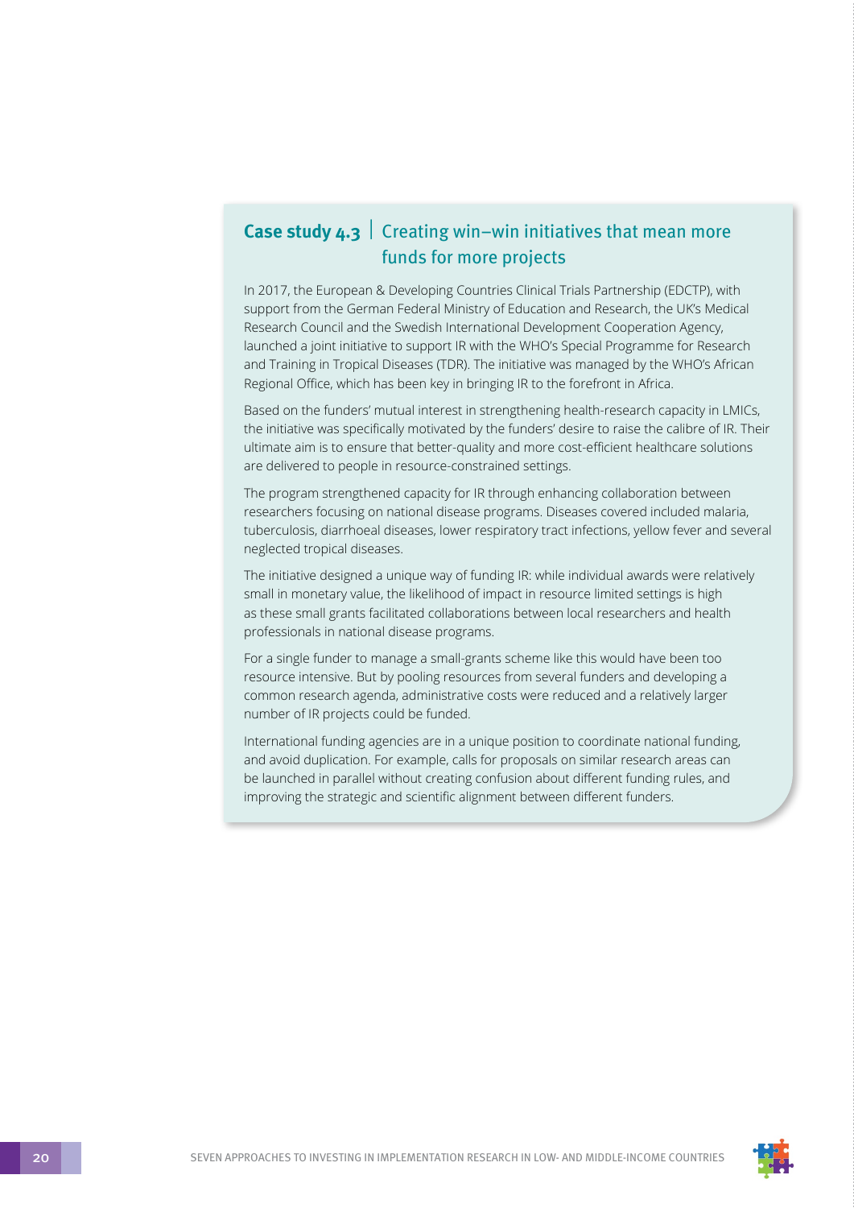## **Case study 4.3** | Creating win–win initiatives that mean more funds for more projects

In 2017, the European & Developing Countries Clinical Trials Partnership (EDCTP), with support from the German Federal Ministry of Education and Research, the UK's Medical Research Council and the Swedish International Development Cooperation Agency, launched a joint initiative to support IR with the WHO's Special Programme for Research and Training in Tropical Diseases (TDR). The initiative was managed by the WHO's African Regional Office, which has been key in bringing IR to the forefront in Africa.

Based on the funders' mutual interest in strengthening health-research capacity in LMICs, the initiative was specifically motivated by the funders' desire to raise the calibre of IR. Their ultimate aim is to ensure that better-quality and more cost-efficient healthcare solutions are delivered to people in resource-constrained settings.

The program strengthened capacity for IR through enhancing collaboration between researchers focusing on national disease programs. Diseases covered included malaria, tuberculosis, diarrhoeal diseases, lower respiratory tract infections, yellow fever and several neglected tropical diseases.

The initiative designed a unique way of funding IR: while individual awards were relatively small in monetary value, the likelihood of impact in resource limited settings is high as these small grants facilitated collaborations between local researchers and health professionals in national disease programs.

For a single funder to manage a small-grants scheme like this would have been too resource intensive. But by pooling resources from several funders and developing a common research agenda, administrative costs were reduced and a relatively larger number of IR projects could be funded.

International funding agencies are in a unique position to coordinate national funding, and avoid duplication. For example, calls for proposals on similar research areas can be launched in parallel without creating confusion about different funding rules, and improving the strategic and scientific alignment between different funders.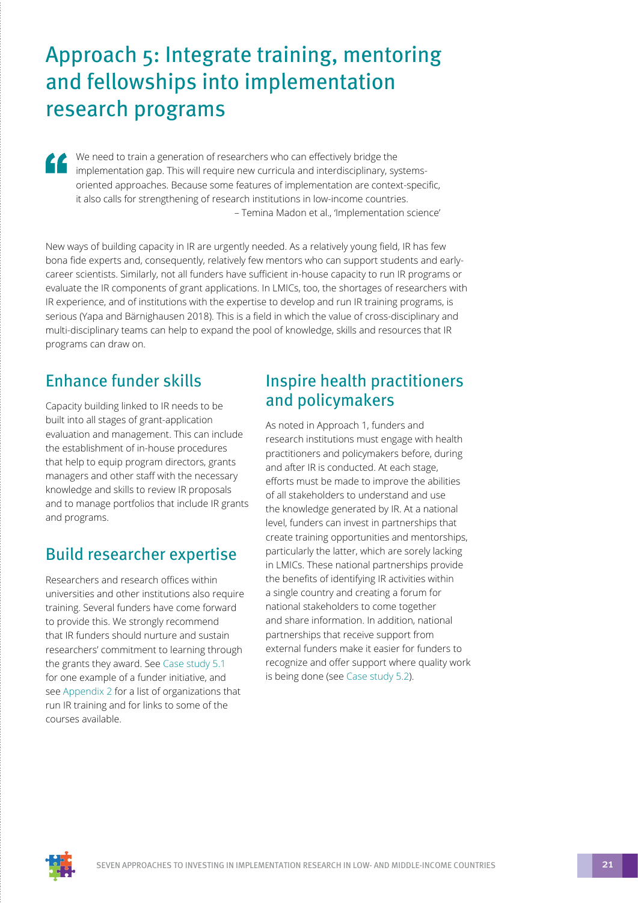# Approach 5: Integrate training, mentoring and fellowships into implementation research programs

> We need to train a generation of researchers who can effectively bridge the implementation gap. This will require new curricula and interdisciplinary, systems-oriented approaches. Because some features of implementation are context-specific, it also calls for strengthening of research institutions in low-income countries.
>
> – Temina Madon et al., 'Implementation science'

New ways of building capacity in IR are urgently needed. As a relatively young field, IR has few bona fide experts and, consequently, relatively few mentors who can support students and early-career scientists. Similarly, not all funders have sufficient in-house capacity to run IR programs or evaluate the IR components of grant applications. In LMICs, too, the shortages of researchers with IR experience, and of institutions with the expertise to develop and run IR training programs, is serious (Yapa and Bärnighausen 2018). This is a field in which the value of cross-disciplinary and multi-disciplinary teams can help to expand the pool of knowledge, skills and resources that IR programs can draw on.

## Enhance funder skills

Capacity building linked to IR needs to be built into all stages of grant-application evaluation and management. This can include the establishment of in-house procedures that help to equip program directors, grants managers and other staff with the necessary knowledge and skills to review IR proposals and to manage portfolios that include IR grants and programs.

## Build researcher expertise

Researchers and research offices within universities and other institutions also require training. Several funders have come forward to provide this. We strongly recommend that IR funders should nurture and sustain researchers' commitment to learning through the grants they award. See Case study 5.1 for one example of a funder initiative, and see Appendix 2 for a list of organizations that run IR training and for links to some of the courses available.

## Inspire health practitioners and policymakers

As noted in Approach 1, funders and research institutions must engage with health practitioners and policymakers before, during and after IR is conducted. At each stage, efforts must be made to improve the abilities of all stakeholders to understand and use the knowledge generated by IR. At a national level, funders can invest in partnerships that create training opportunities and mentorships, particularly the latter, which are sorely lacking in LMICs. These national partnerships provide the benefits of identifying IR activities within a single country and creating a forum for national stakeholders to come together and share information. In addition, national partnerships that receive support from external funders make it easier for funders to recognize and offer support where quality work is being done (see Case study 5.2).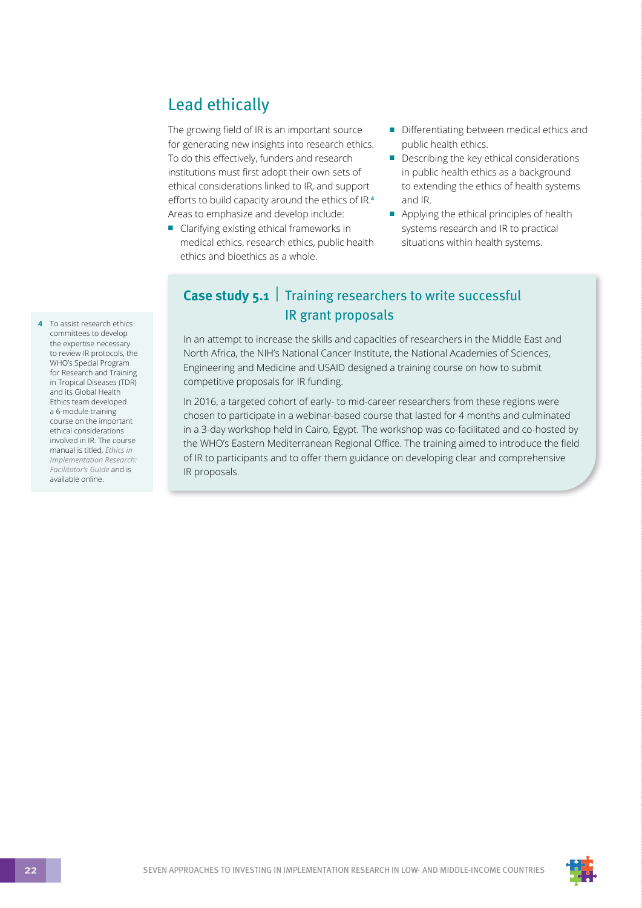## Lead ethically

The growing field of IR is an important source for generating new insights into research ethics. To do this effectively, funders and research institutions must first adopt their own sets of ethical considerations linked to IR, and support efforts to build capacity around the ethics of IR.[4] Areas to emphasize and develop include:

- Clarifying existing ethical frameworks in medical ethics, research ethics, public health ethics and bioethics as a whole.
- Differentiating between medical ethics and public health ethics.
- Describing the key ethical considerations in public health ethics as a background to extending the ethics of health systems and IR.
- Applying the ethical principles of health systems research and IR to practical situations within health systems.

### **Case study 5.1** | Training researchers to write successful IR grant proposals

In an attempt to increase the skills and capacities of researchers in the Middle East and North Africa, the NIH's National Cancer Institute, the National Academies of Sciences, Engineering and Medicine and USAID designed a training course on how to submit competitive proposals for IR funding.

In 2016, a targeted cohort of early- to mid-career researchers from these regions were chosen to participate in a webinar-based course that lasted for 4 months and culminated in a 3-day workshop held in Cairo, Egypt. The workshop was co-facilitated and co-hosted by the WHO's Eastern Mediterranean Regional Office. The training aimed to introduce the field of IR to participants and to offer them guidance on developing clear and comprehensive IR proposals.

[4] To assist research ethics committees to develop the expertise necessary to review IR protocols, the WHO's Special Program for Research and Training in Tropical Diseases (TDR) and its Global Health Ethics team developed a 6-module training course on the important ethical considerations involved in IR. The course manual is titled, *Ethics in Implementation Research: Facilitator's Guide* and is available online.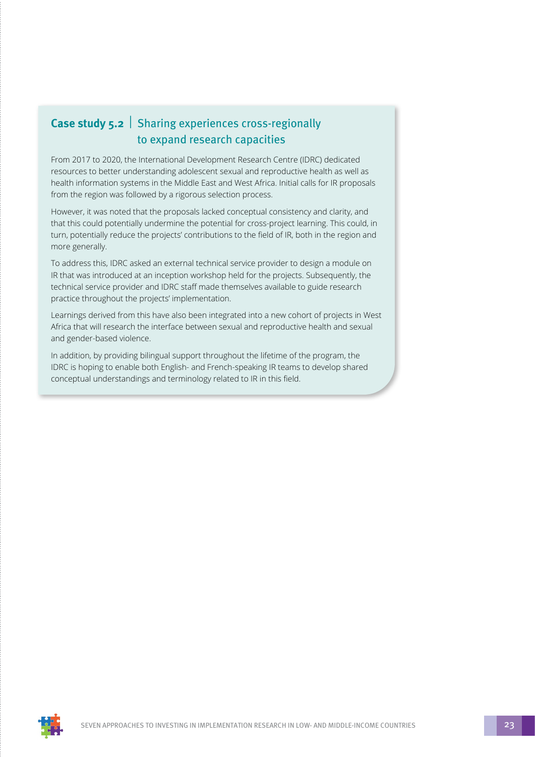### **Case study 5.2** | Sharing experiences cross-regionally to expand research capacities

From 2017 to 2020, the International Development Research Centre (IDRC) dedicated resources to better understanding adolescent sexual and reproductive health as well as health information systems in the Middle East and West Africa. Initial calls for IR proposals from the region was followed by a rigorous selection process.

However, it was noted that the proposals lacked conceptual consistency and clarity, and that this could potentially undermine the potential for cross-project learning. This could, in turn, potentially reduce the projects' contributions to the field of IR, both in the region and more generally.

To address this, IDRC asked an external technical service provider to design a module on IR that was introduced at an inception workshop held for the projects. Subsequently, the technical service provider and IDRC staff made themselves available to guide research practice throughout the projects' implementation.

Learnings derived from this have also been integrated into a new cohort of projects in West Africa that will research the interface between sexual and reproductive health and sexual and gender-based violence.

In addition, by providing bilingual support throughout the lifetime of the program, the IDRC is hoping to enable both English- and French-speaking IR teams to develop shared conceptual understandings and terminology related to IR in this field.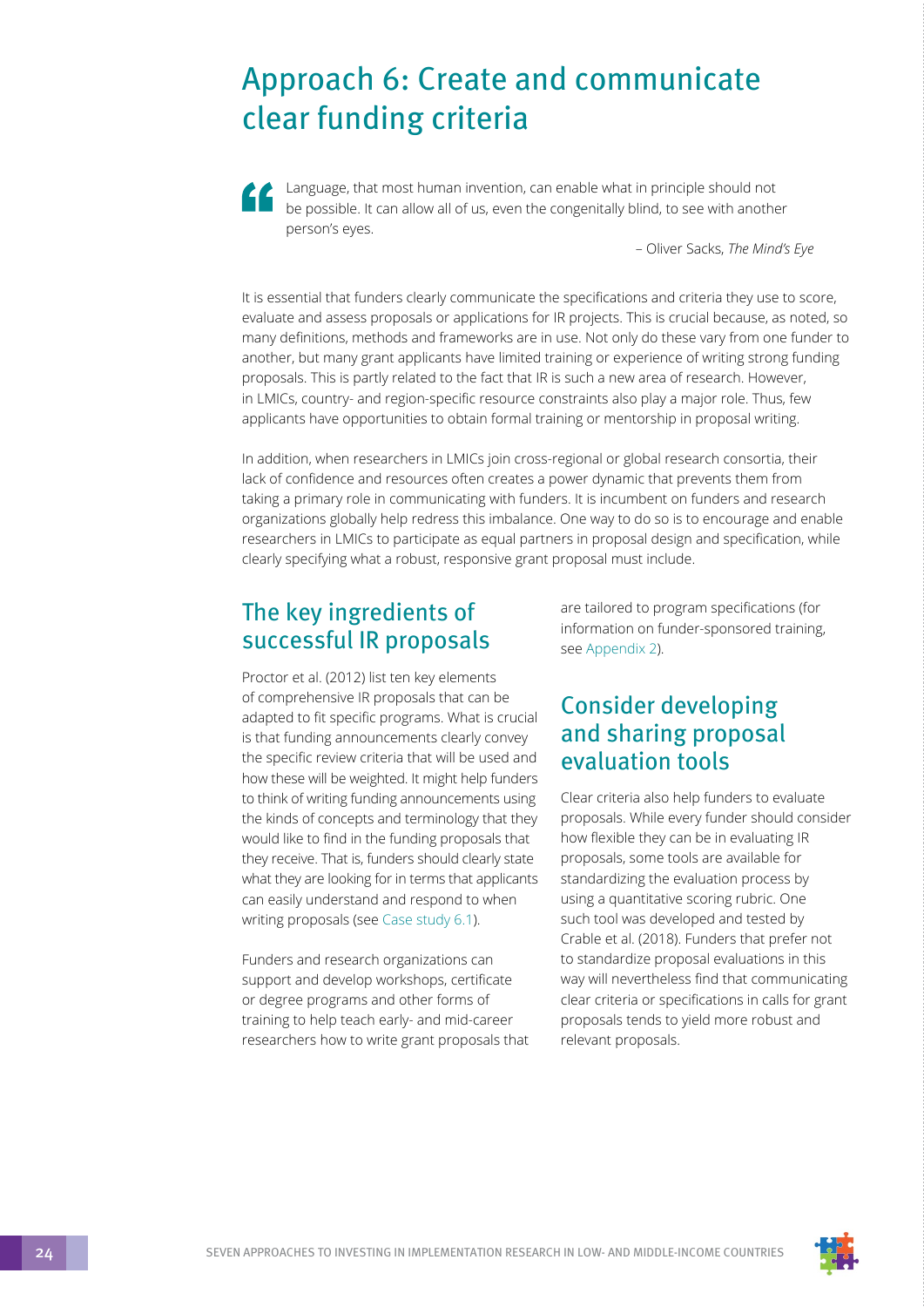# Approach 6: Create and communicate clear funding criteria

> Language, that most human invention, can enable what in principle should not be possible. It can allow all of us, even the congenitally blind, to see with another person's eyes.
>
> – Oliver Sacks, *The Mind's Eye*

It is essential that funders clearly communicate the specifications and criteria they use to score, evaluate and assess proposals or applications for IR projects. This is crucial because, as noted, so many definitions, methods and frameworks are in use. Not only do these vary from one funder to another, but many grant applicants have limited training or experience of writing strong funding proposals. This is partly related to the fact that IR is such a new area of research. However, in LMICs, country- and region-specific resource constraints also play a major role. Thus, few applicants have opportunities to obtain formal training or mentorship in proposal writing.

In addition, when researchers in LMICs join cross-regional or global research consortia, their lack of confidence and resources often creates a power dynamic that prevents them from taking a primary role in communicating with funders. It is incumbent on funders and research organizations globally help redress this imbalance. One way to do so is to encourage and enable researchers in LMICs to participate as equal partners in proposal design and specification, while clearly specifying what a robust, responsive grant proposal must include.

## The key ingredients of successful IR proposals

Proctor et al. (2012) list ten key elements of comprehensive IR proposals that can be adapted to fit specific programs. What is crucial is that funding announcements clearly convey the specific review criteria that will be used and how these will be weighted. It might help funders to think of writing funding announcements using the kinds of concepts and terminology that they would like to find in the funding proposals that they receive. That is, funders should clearly state what they are looking for in terms that applicants can easily understand and respond to when writing proposals (see Case study 6.1).

Funders and research organizations can support and develop workshops, certificate or degree programs and other forms of training to help teach early- and mid-career researchers how to write grant proposals that are tailored to program specifications (for information on funder-sponsored training, see Appendix 2).

## Consider developing and sharing proposal evaluation tools

Clear criteria also help funders to evaluate proposals. While every funder should consider how flexible they can be in evaluating IR proposals, some tools are available for standardizing the evaluation process by using a quantitative scoring rubric. One such tool was developed and tested by Crable et al. (2018). Funders that prefer not to standardize proposal evaluations in this way will nevertheless find that communicating clear criteria or specifications in calls for grant proposals tends to yield more robust and relevant proposals.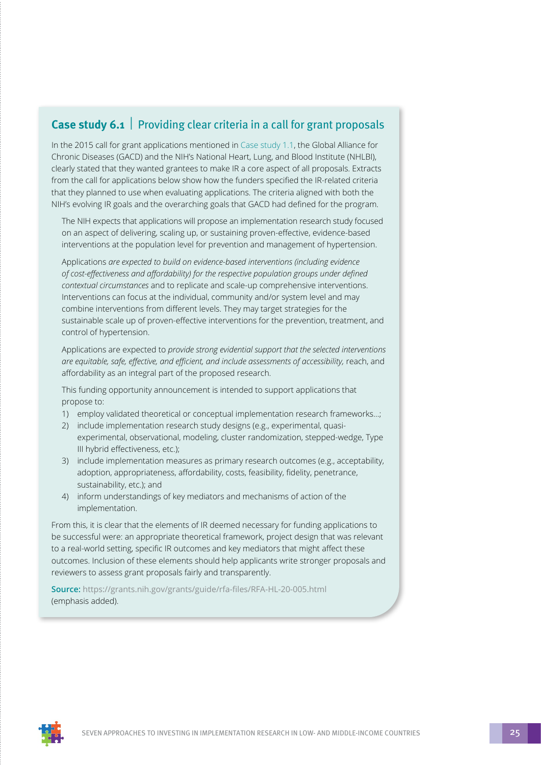## **Case study 6.1** | Providing clear criteria in a call for grant proposals

In the 2015 call for grant applications mentioned in Case study 1.1, the Global Alliance for Chronic Diseases (GACD) and the NIH's National Heart, Lung, and Blood Institute (NHLBI), clearly stated that they wanted grantees to make IR a core aspect of all proposals. Extracts from the call for applications below show how the funders specified the IR-related criteria that they planned to use when evaluating applications. The criteria aligned with both the NIH's evolving IR goals and the overarching goals that GACD had defined for the program.

> The NIH expects that applications will propose an implementation research study focused on an aspect of delivering, scaling up, or sustaining proven-effective, evidence-based interventions at the population level for prevention and management of hypertension.
>
> Applications *are expected to build on evidence-based interventions (including evidence of cost-effectiveness and affordability) for the respective population groups under defined contextual circumstances* and to replicate and scale-up comprehensive interventions. Interventions can focus at the individual, community and/or system level and may combine interventions from different levels. They may target strategies for the sustainable scale up of proven-effective interventions for the prevention, treatment, and control of hypertension.
>
> Applications are expected to *provide strong evidential support that the selected interventions are equitable, safe, effective, and efficient, and include assessments of accessibility,* reach, and affordability as an integral part of the proposed research.
>
> This funding opportunity announcement is intended to support applications that propose to:
>
> 1) employ validated theoretical or conceptual implementation research frameworks…;
> 2) include implementation research study designs (e.g., experimental, quasi-experimental, observational, modeling, cluster randomization, stepped-wedge, Type III hybrid effectiveness, etc.);
> 3) include implementation measures as primary research outcomes (e.g., acceptability, adoption, appropriateness, affordability, costs, feasibility, fidelity, penetrance, sustainability, etc.); and
> 4) inform understandings of key mediators and mechanisms of action of the implementation.

From this, it is clear that the elements of IR deemed necessary for funding applications to be successful were: an appropriate theoretical framework, project design that was relevant to a real-world setting, specific IR outcomes and key mediators that might affect these outcomes. Inclusion of these elements should help applicants write stronger proposals and reviewers to assess grant proposals fairly and transparently.

**Source:** https://grants.nih.gov/grants/guide/rfa-files/RFA-HL-20-005.html (emphasis added).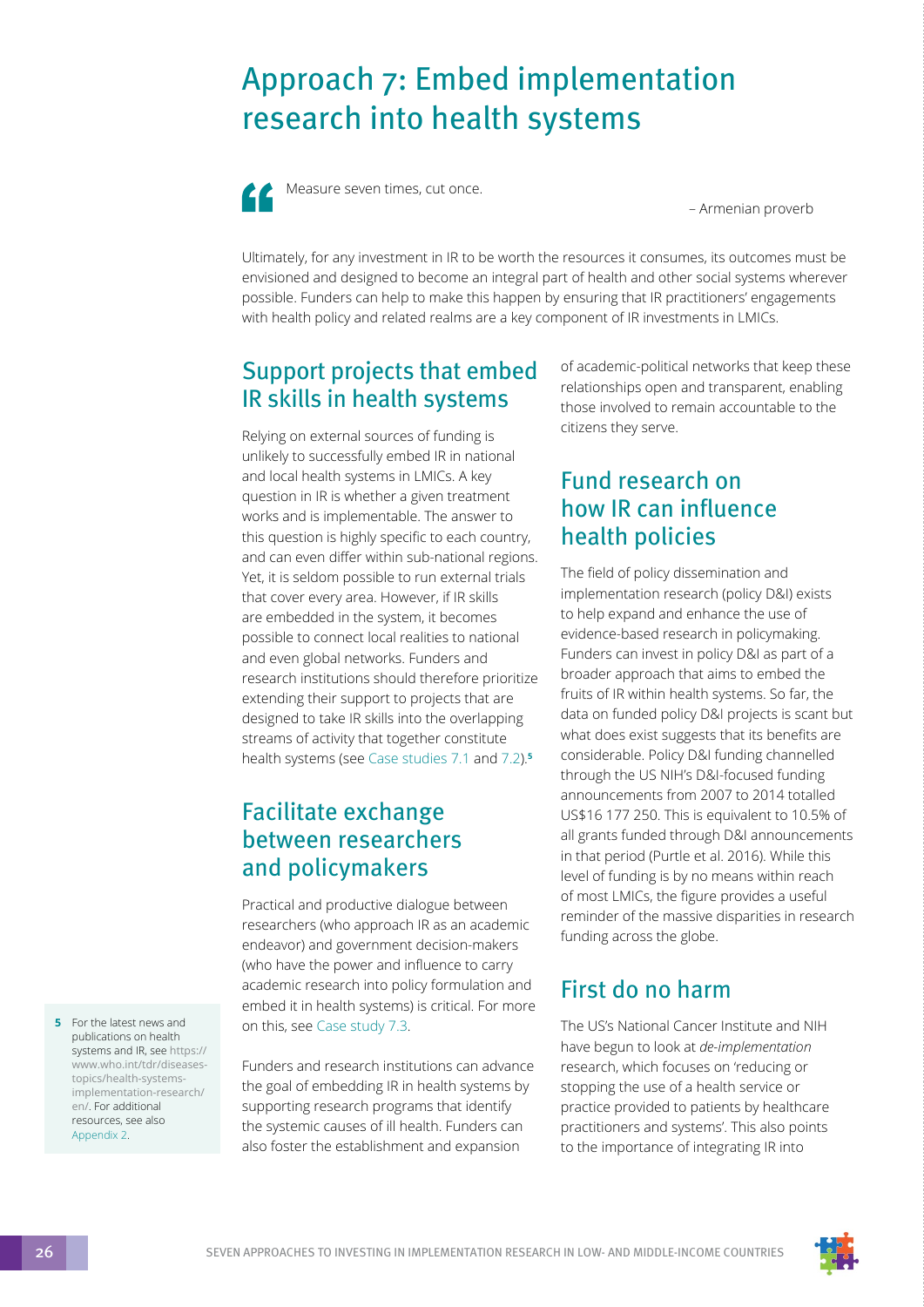# Approach 7: Embed implementation research into health systems

> Measure seven times, cut once.
>
> – Armenian proverb

Ultimately, for any investment in IR to be worth the resources it consumes, its outcomes must be envisioned and designed to become an integral part of health and other social systems wherever possible. Funders can help to make this happen by ensuring that IR practitioners' engagements with health policy and related realms are a key component of IR investments in LMICs.

## Support projects that embed IR skills in health systems

Relying on external sources of funding is unlikely to successfully embed IR in national and local health systems in LMICs. A key question in IR is whether a given treatment works and is implementable. The answer to this question is highly specific to each country, and can even differ within sub-national regions. Yet, it is seldom possible to run external trials that cover every area. However, if IR skills are embedded in the system, it becomes possible to connect local realities to national and even global networks. Funders and research institutions should therefore prioritize extending their support to projects that are designed to take IR skills into the overlapping streams of activity that together constitute health systems (see Case studies 7.1 and 7.2).[5]

## Facilitate exchange between researchers and policymakers

Practical and productive dialogue between researchers (who approach IR as an academic endeavor) and government decision-makers (who have the power and influence to carry academic research into policy formulation and embed it in health systems) is critical. For more on this, see Case study 7.3.

Funders and research institutions can advance the goal of embedding IR in health systems by supporting research programs that identify the systemic causes of ill health. Funders can also foster the establishment and expansion of academic-political networks that keep these relationships open and transparent, enabling those involved to remain accountable to the citizens they serve.

## Fund research on how IR can influence health policies

The field of policy dissemination and implementation research (policy D&I) exists to help expand and enhance the use of evidence-based research in policymaking. Funders can invest in policy D&I as part of a broader approach that aims to embed the fruits of IR within health systems. So far, the data on funded policy D&I projects is scant but what does exist suggests that its benefits are considerable. Policy D&I funding channelled through the US NIH's D&I-focused funding announcements from 2007 to 2014 totalled US$16 177 250. This is equivalent to 10.5% of all grants funded through D&I announcements in that period (Purtle et al. 2016). While this level of funding is by no means within reach of most LMICs, the figure provides a useful reminder of the massive disparities in research funding across the globe.

## First do no harm

The US's National Cancer Institute and NIH have begun to look at *de-implementation* research, which focuses on 'reducing or stopping the use of a health service or practice provided to patients by healthcare practitioners and systems'. This also points to the importance of integrating IR into

---

5 For the latest news and publications on health systems and IR, see https://www.who.int/tdr/diseases-topics/health-systems-implementation-research/en/. For additional resources, see also Appendix 2.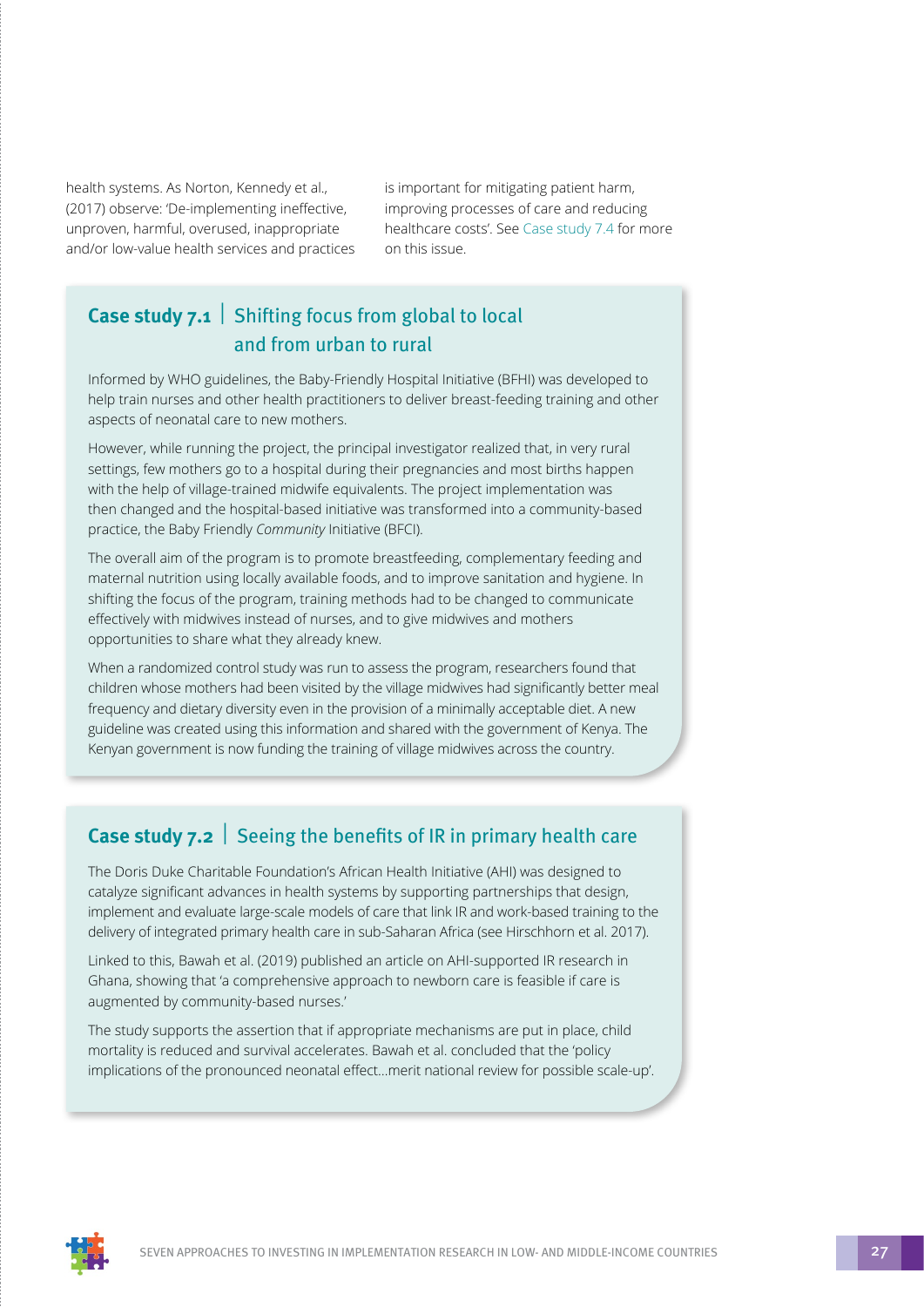health systems. As Norton, Kennedy et al., (2017) observe: 'De-implementing ineffective, unproven, harmful, overused, inappropriate and/or low-value health services and practices is important for mitigating patient harm, improving processes of care and reducing healthcare costs'. See Case study 7.4 for more on this issue.

## Case study 7.1 | Shifting focus from global to local and from urban to rural

Informed by WHO guidelines, the Baby-Friendly Hospital Initiative (BFHI) was developed to help train nurses and other health practitioners to deliver breast-feeding training and other aspects of neonatal care to new mothers.

However, while running the project, the principal investigator realized that, in very rural settings, few mothers go to a hospital during their pregnancies and most births happen with the help of village-trained midwife equivalents. The project implementation was then changed and the hospital-based initiative was transformed into a community-based practice, the Baby Friendly *Community* Initiative (BFCI).

The overall aim of the program is to promote breastfeeding, complementary feeding and maternal nutrition using locally available foods, and to improve sanitation and hygiene. In shifting the focus of the program, training methods had to be changed to communicate effectively with midwives instead of nurses, and to give midwives and mothers opportunities to share what they already knew.

When a randomized control study was run to assess the program, researchers found that children whose mothers had been visited by the village midwives had significantly better meal frequency and dietary diversity even in the provision of a minimally acceptable diet. A new guideline was created using this information and shared with the government of Kenya. The Kenyan government is now funding the training of village midwives across the country.

## Case study 7.2 | Seeing the benefits of IR in primary health care

The Doris Duke Charitable Foundation's African Health Initiative (AHI) was designed to catalyze significant advances in health systems by supporting partnerships that design, implement and evaluate large-scale models of care that link IR and work-based training to the delivery of integrated primary health care in sub-Saharan Africa (see Hirschhorn et al. 2017).

Linked to this, Bawah et al. (2019) published an article on AHI-supported IR research in Ghana, showing that 'a comprehensive approach to newborn care is feasible if care is augmented by community-based nurses.'

The study supports the assertion that if appropriate mechanisms are put in place, child mortality is reduced and survival accelerates. Bawah et al. concluded that the 'policy implications of the pronounced neonatal effect…merit national review for possible scale-up'.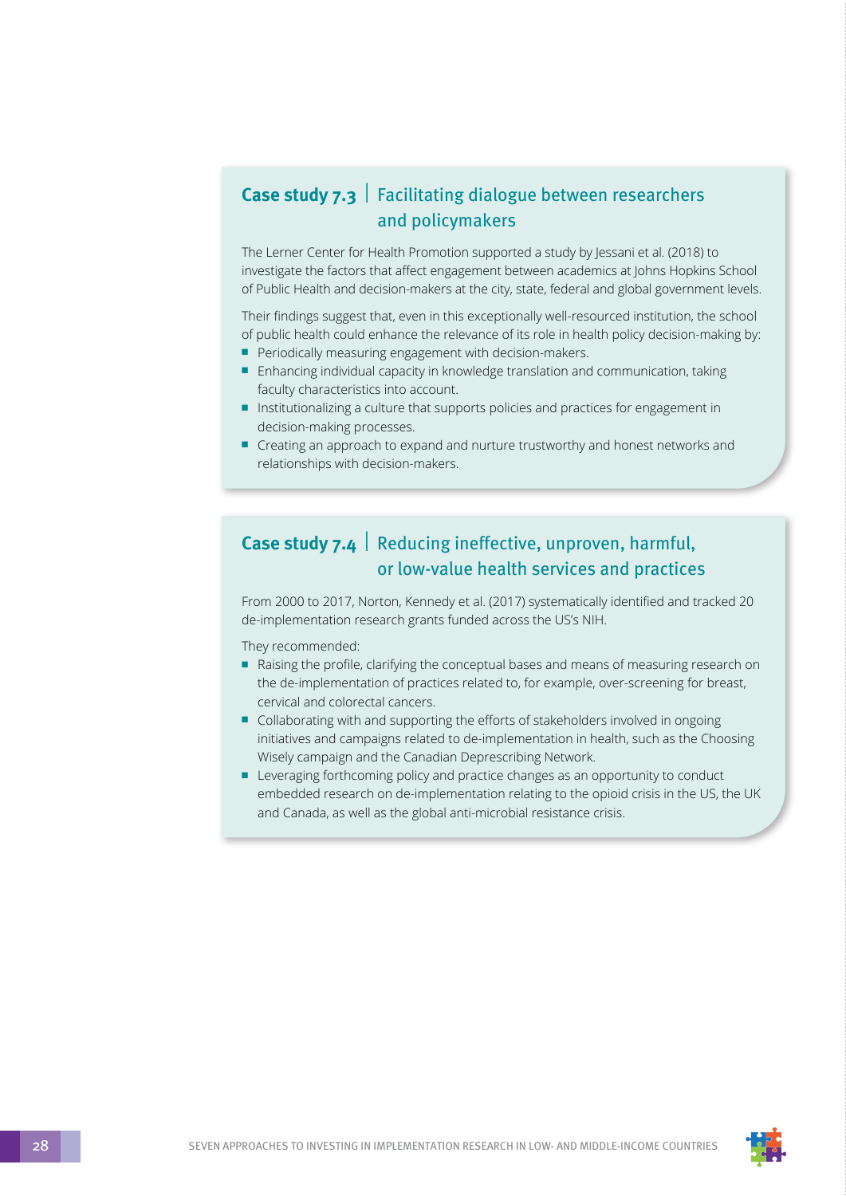## Case study 7.3 | Facilitating dialogue between researchers and policymakers

The Lerner Center for Health Promotion supported a study by Jessani et al. (2018) to investigate the factors that affect engagement between academics at Johns Hopkins School of Public Health and decision-makers at the city, state, federal and global government levels.

Their findings suggest that, even in this exceptionally well-resourced institution, the school of public health could enhance the relevance of its role in health policy decision-making by:

- Periodically measuring engagement with decision-makers.
- Enhancing individual capacity in knowledge translation and communication, taking faculty characteristics into account.
- Institutionalizing a culture that supports policies and practices for engagement in decision-making processes.
- Creating an approach to expand and nurture trustworthy and honest networks and relationships with decision-makers.

## Case study 7.4 | Reducing ineffective, unproven, harmful, or low-value health services and practices

From 2000 to 2017, Norton, Kennedy et al. (2017) systematically identified and tracked 20 de-implementation research grants funded across the US's NIH.

They recommended:

- Raising the profile, clarifying the conceptual bases and means of measuring research on the de-implementation of practices related to, for example, over-screening for breast, cervical and colorectal cancers.
- Collaborating with and supporting the efforts of stakeholders involved in ongoing initiatives and campaigns related to de-implementation in health, such as the Choosing Wisely campaign and the Canadian Deprescribing Network.
- Leveraging forthcoming policy and practice changes as an opportunity to conduct embedded research on de-implementation relating to the opioid crisis in the US, the UK and Canada, as well as the global anti-microbial resistance crisis.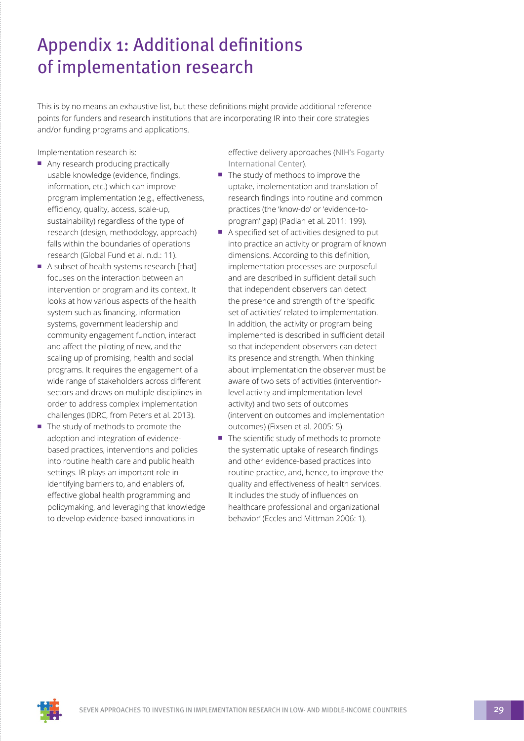# Appendix 1: Additional definitions of implementation research

This is by no means an exhaustive list, but these definitions might provide additional reference points for funders and research institutions that are incorporating IR into their core strategies and/or funding programs and applications.

Implementation research is:

- Any research producing practically usable knowledge (evidence, findings, information, etc.) which can improve program implementation (e.g., effectiveness, efficiency, quality, access, scale-up, sustainability) regardless of the type of research (design, methodology, approach) falls within the boundaries of operations research (Global Fund et al. n.d.: 11).
- A subset of health systems research [that] focuses on the interaction between an intervention or program and its context. It looks at how various aspects of the health system such as financing, information systems, government leadership and community engagement function, interact and affect the piloting of new, and the scaling up of promising, health and social programs. It requires the engagement of a wide range of stakeholders across different sectors and draws on multiple disciplines in order to address complex implementation challenges (IDRC, from Peters et al. 2013).
- The study of methods to promote the adoption and integration of evidence-based practices, interventions and policies into routine health care and public health settings. IR plays an important role in identifying barriers to, and enablers of, effective global health programming and policymaking, and leveraging that knowledge to develop evidence-based innovations in effective delivery approaches (NIH's Fogarty International Center).
- The study of methods to improve the uptake, implementation and translation of research findings into routine and common practices (the 'know-do' or 'evidence-to-program' gap) (Padian et al. 2011: 199).
- A specified set of activities designed to put into practice an activity or program of known dimensions. According to this definition, implementation processes are purposeful and are described in sufficient detail such that independent observers can detect the presence and strength of the 'specific set of activities' related to implementation. In addition, the activity or program being implemented is described in sufficient detail so that independent observers can detect its presence and strength. When thinking about implementation the observer must be aware of two sets of activities (intervention-level activity and implementation-level activity) and two sets of outcomes (intervention outcomes and implementation outcomes) (Fixsen et al. 2005: 5).
- The scientific study of methods to promote the systematic uptake of research findings and other evidence-based practices into routine practice, and, hence, to improve the quality and effectiveness of health services. It includes the study of influences on healthcare professional and organizational behavior' (Eccles and Mittman 2006: 1).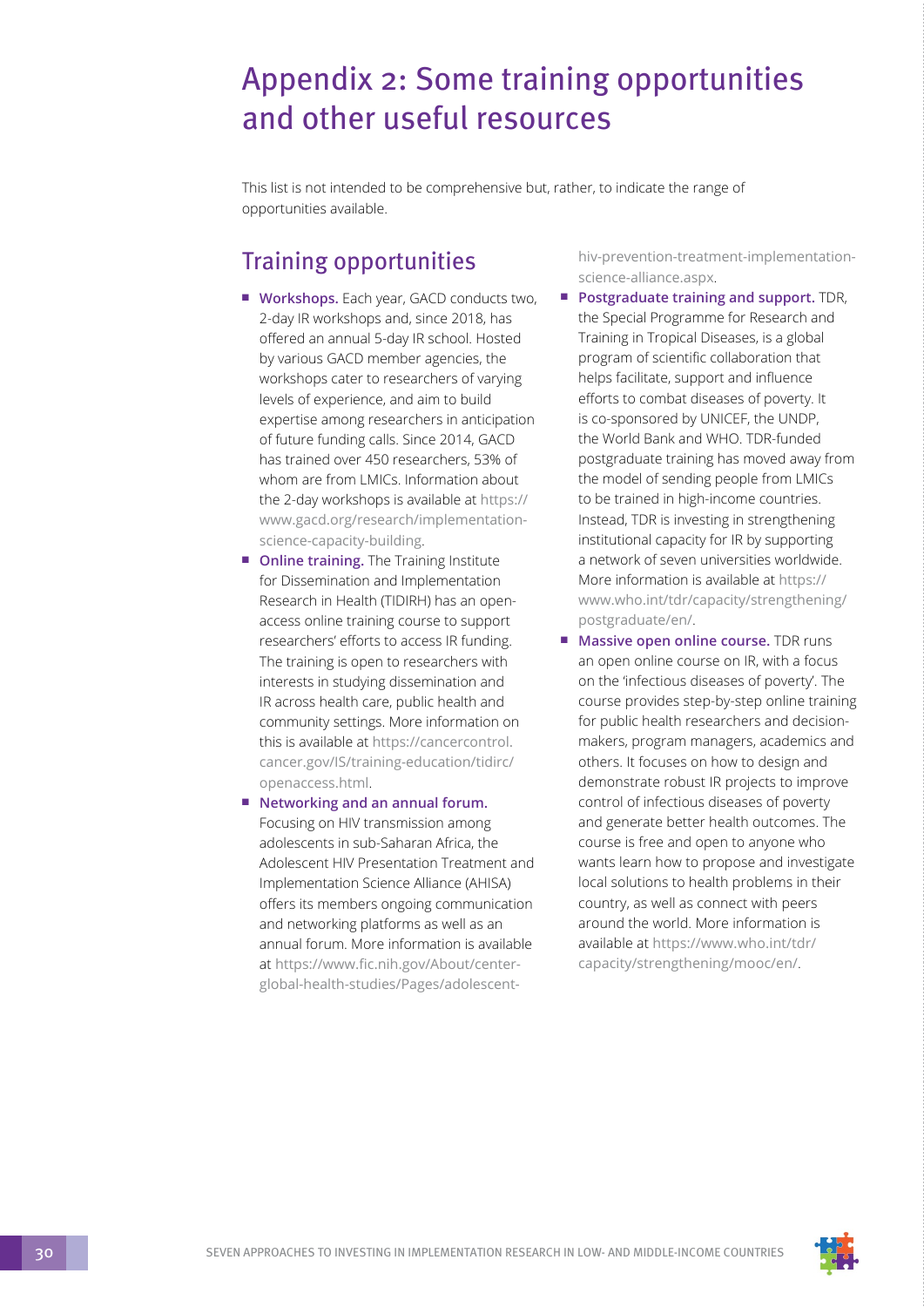# Appendix 2: Some training opportunities and other useful resources

This list is not intended to be comprehensive but, rather, to indicate the range of opportunities available.

## Training opportunities

- **Workshops.** Each year, GACD conducts two, 2-day IR workshops and, since 2018, has offered an annual 5-day IR school. Hosted by various GACD member agencies, the workshops cater to researchers of varying levels of experience, and aim to build expertise among researchers in anticipation of future funding calls. Since 2014, GACD has trained over 450 researchers, 53% of whom are from LMICs. Information about the 2-day workshops is available at https://www.gacd.org/research/implementation-science-capacity-building.
- **Online training.** The Training Institute for Dissemination and Implementation Research in Health (TIDIRH) has an open-access online training course to support researchers' efforts to access IR funding. The training is open to researchers with interests in studying dissemination and IR across health care, public health and community settings. More information on this is available at https://cancercontrol.cancer.gov/IS/training-education/tidirc/openaccess.html.
- **Networking and an annual forum.** Focusing on HIV transmission among adolescents in sub-Saharan Africa, the Adolescent HIV Presentation Treatment and Implementation Science Alliance (AHISA) offers its members ongoing communication and networking platforms as well as an annual forum. More information is available at https://www.fic.nih.gov/About/center-global-health-studies/Pages/adolescent-hiv-prevention-treatment-implementation-science-alliance.aspx.
- **Postgraduate training and support.** TDR, the Special Programme for Research and Training in Tropical Diseases, is a global program of scientific collaboration that helps facilitate, support and influence efforts to combat diseases of poverty. It is co-sponsored by UNICEF, the UNDP, the World Bank and WHO. TDR-funded postgraduate training has moved away from the model of sending people from LMICs to be trained in high-income countries. Instead, TDR is investing in strengthening institutional capacity for IR by supporting a network of seven universities worldwide. More information is available at https://www.who.int/tdr/capacity/strengthening/postgraduate/en/.
- **Massive open online course.** TDR runs an open online course on IR, with a focus on the 'infectious diseases of poverty'. The course provides step-by-step online training for public health researchers and decision-makers, program managers, academics and others. It focuses on how to design and demonstrate robust IR projects to improve control of infectious diseases of poverty and generate better health outcomes. The course is free and open to anyone who wants learn how to propose and investigate local solutions to health problems in their country, as well as connect with peers around the world. More information is available at https://www.who.int/tdr/capacity/strengthening/mooc/en/.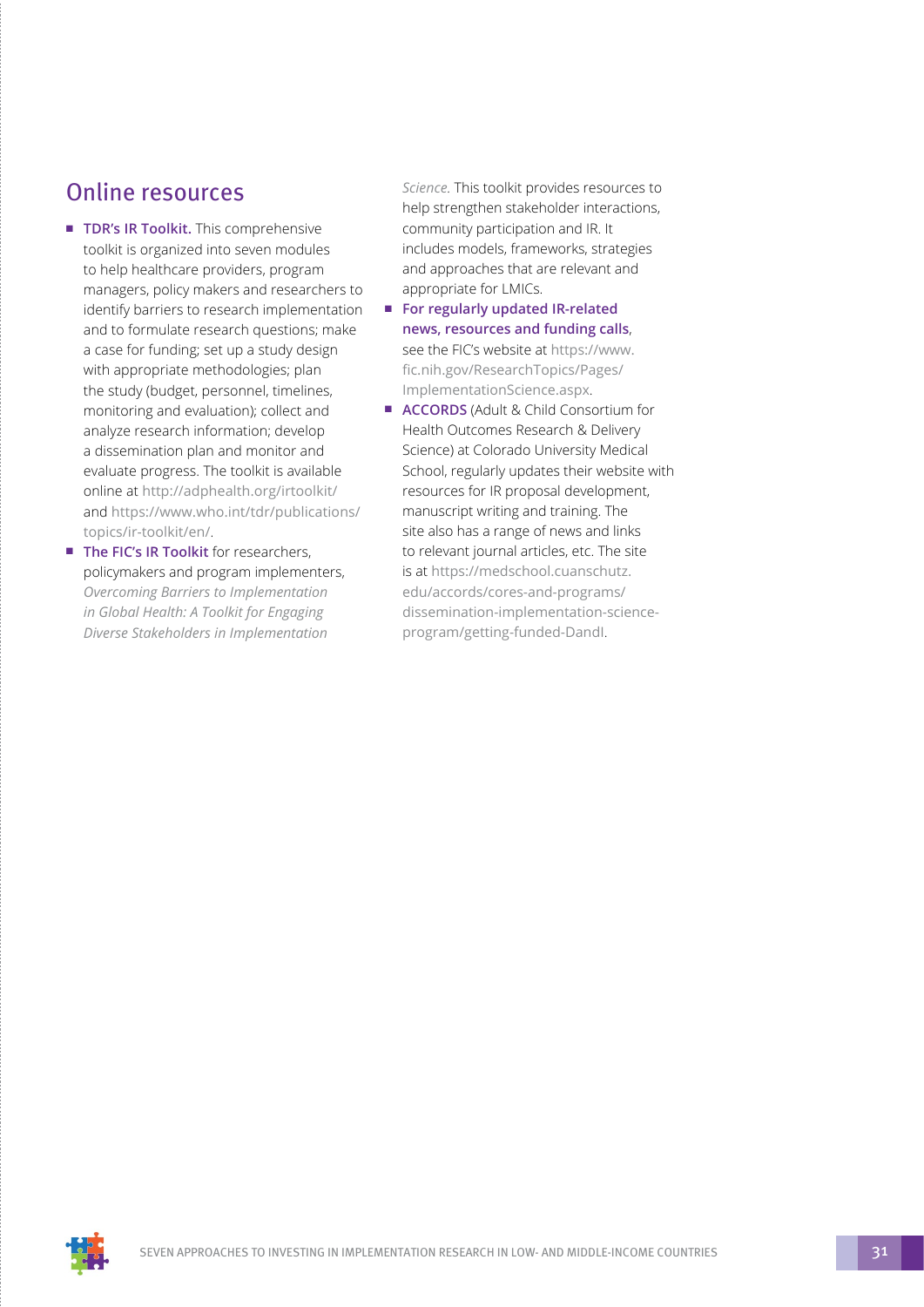## Online resources

- **TDR's IR Toolkit.** This comprehensive toolkit is organized into seven modules to help healthcare providers, program managers, policy makers and researchers to identify barriers to research implementation and to formulate research questions; make a case for funding; set up a study design with appropriate methodologies; plan the study (budget, personnel, timelines, monitoring and evaluation); collect and analyze research information; develop a dissemination plan and monitor and evaluate progress. The toolkit is available online at http://adphealth.org/irtoolkit/ and https://www.who.int/tdr/publications/topics/ir-toolkit/en/.
- **The FIC's IR Toolkit** for researchers, policymakers and program implementers, *Overcoming Barriers to Implementation in Global Health: A Toolkit for Engaging Diverse Stakeholders in Implementation Science.* This toolkit provides resources to help strengthen stakeholder interactions, community participation and IR. It includes models, frameworks, strategies and approaches that are relevant and appropriate for LMICs.
- **For regularly updated IR-related news, resources and funding calls**, see the FIC's website at https://www.fic.nih.gov/ResearchTopics/Pages/ImplementationScience.aspx.
- **ACCORDS** (Adult & Child Consortium for Health Outcomes Research & Delivery Science) at Colorado University Medical School, regularly updates their website with resources for IR proposal development, manuscript writing and training. The site also has a range of news and links to relevant journal articles, etc. The site is at https://medschool.cuanschutz.edu/accords/cores-and-programs/dissemination-implementation-science-program/getting-funded-DandI.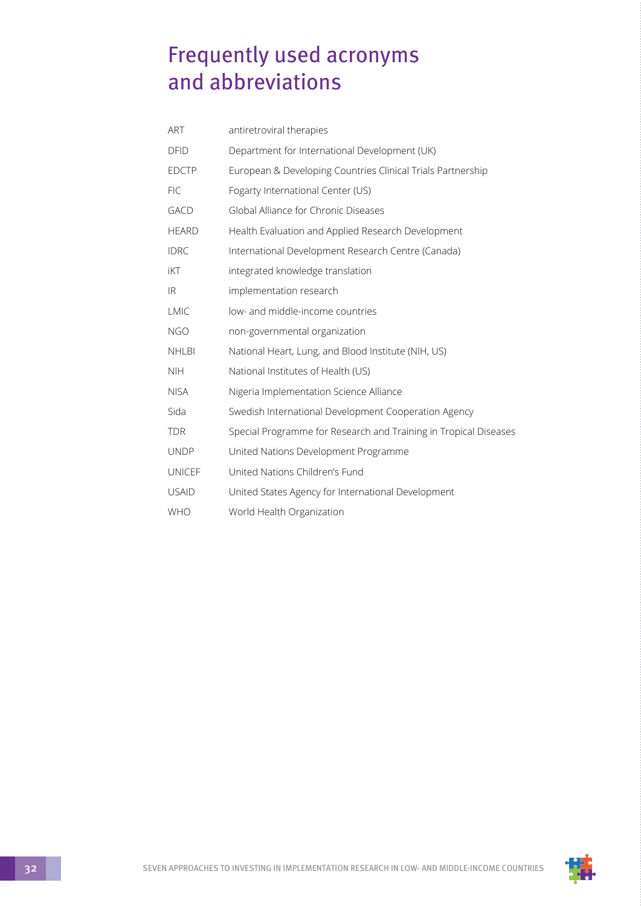# Frequently used acronyms and abbreviations

| | |
|---|---|
| ART | antiretroviral therapies |
| DFID | Department for International Development (UK) |
| EDCTP | European & Developing Countries Clinical Trials Partnership |
| FIC | Fogarty International Center (US) |
| GACD | Global Alliance for Chronic Diseases |
| HEARD | Health Evaluation and Applied Research Development |
| IDRC | International Development Research Centre (Canada) |
| iKT | integrated knowledge translation |
| IR | implementation research |
| LMIC | low- and middle-income countries |
| NGO | non-governmental organization |
| NHLBI | National Heart, Lung, and Blood Institute (NIH, US) |
| NIH | National Institutes of Health (US) |
| NISA | Nigeria Implementation Science Alliance |
| Sida | Swedish International Development Cooperation Agency |
| TDR | Special Programme for Research and Training in Tropical Diseases |
| UNDP | United Nations Development Programme |
| UNICEF | United Nations Children's Fund |
| USAID | United States Agency for International Development |
| WHO | World Health Organization |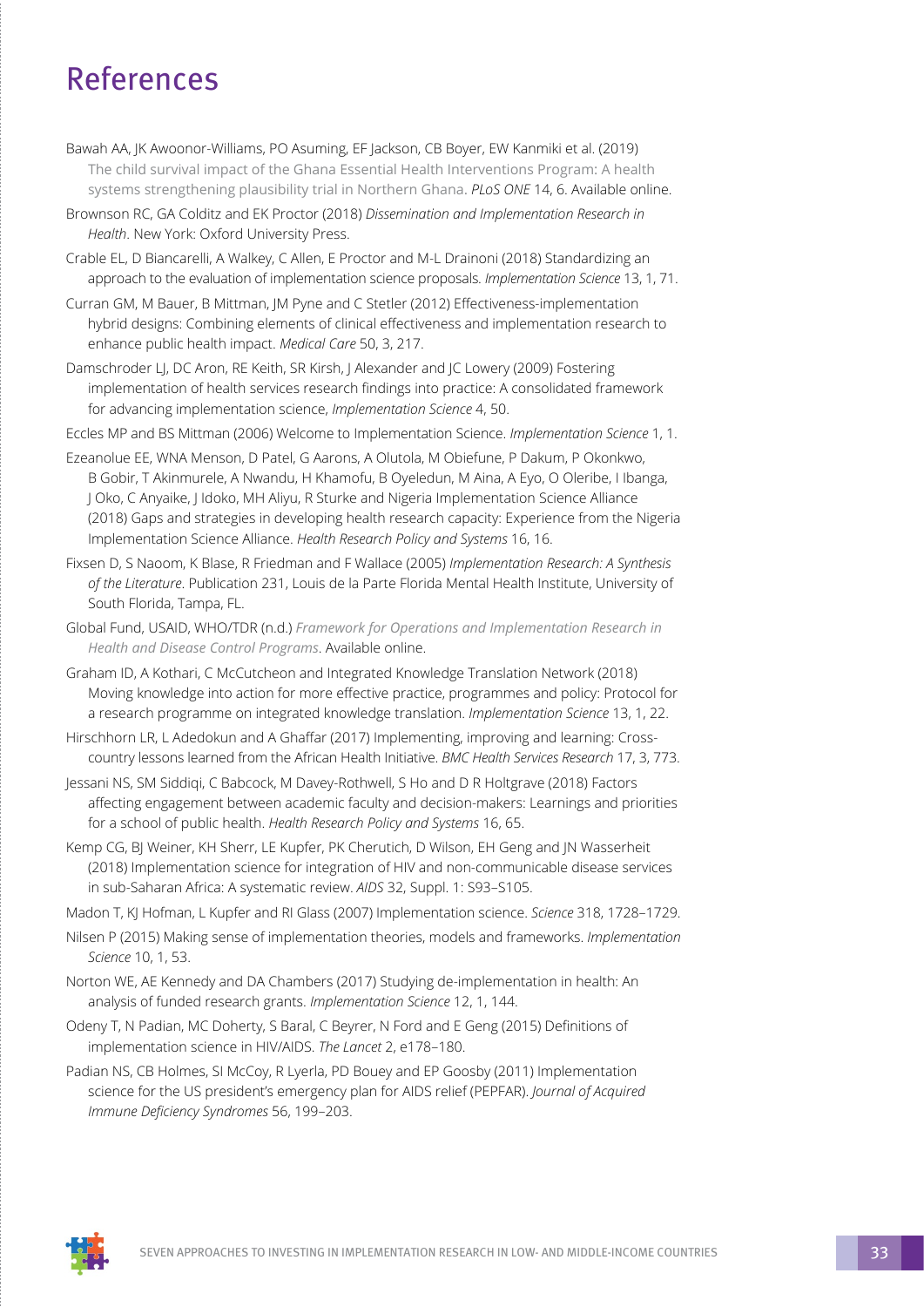# References

Bawah AA, JK Awoonor-Williams, PO Asuming, EF Jackson, CB Boyer, EW Kanmiki et al. (2019) The child survival impact of the Ghana Essential Health Interventions Program: A health systems strengthening plausibility trial in Northern Ghana. *PLoS ONE* 14, 6. Available online.

Brownson RC, GA Colditz and EK Proctor (2018) *Dissemination and Implementation Research in Health*. New York: Oxford University Press.

Crable EL, D Biancarelli, A Walkey, C Allen, E Proctor and M-L Drainoni (2018) Standardizing an approach to the evaluation of implementation science proposals. *Implementation Science* 13, 1, 71.

Curran GM, M Bauer, B Mittman, JM Pyne and C Stetler (2012) Effectiveness-implementation hybrid designs: Combining elements of clinical effectiveness and implementation research to enhance public health impact. *Medical Care* 50, 3, 217.

Damschroder LJ, DC Aron, RE Keith, SR Kirsh, J Alexander and JC Lowery (2009) Fostering implementation of health services research findings into practice: A consolidated framework for advancing implementation science, *Implementation Science* 4, 50.

Eccles MP and BS Mittman (2006) Welcome to Implementation Science. *Implementation Science* 1, 1.

Ezeanolue EE, WNA Menson, D Patel, G Aarons, A Olutola, M Obiefune, P Dakum, P Okonkwo, B Gobir, T Akinmurele, A Nwandu, H Khamofu, B Oyeledun, M Aina, A Eyo, O Oleribe, I Ibanga, J Oko, C Anyaike, J Idoko, MH Aliyu, R Sturke and Nigeria Implementation Science Alliance (2018) Gaps and strategies in developing health research capacity: Experience from the Nigeria Implementation Science Alliance. *Health Research Policy and Systems* 16, 16.

Fixsen D, S Naoom, K Blase, R Friedman and F Wallace (2005) *Implementation Research: A Synthesis of the Literature*. Publication 231, Louis de la Parte Florida Mental Health Institute, University of South Florida, Tampa, FL.

Global Fund, USAID, WHO/TDR (n.d.) *Framework for Operations and Implementation Research in Health and Disease Control Programs*. Available online.

Graham ID, A Kothari, C McCutcheon and Integrated Knowledge Translation Network (2018) Moving knowledge into action for more effective practice, programmes and policy: Protocol for a research programme on integrated knowledge translation. *Implementation Science* 13, 1, 22.

Hirschhorn LR, L Adedokun and A Ghaffar (2017) Implementing, improving and learning: Cross-country lessons learned from the African Health Initiative. *BMC Health Services Research* 17, 3, 773.

Jessani NS, SM Siddiqi, C Babcock, M Davey-Rothwell, S Ho and D R Holtgrave (2018) Factors affecting engagement between academic faculty and decision-makers: Learnings and priorities for a school of public health. *Health Research Policy and Systems* 16, 65.

Kemp CG, BJ Weiner, KH Sherr, LE Kupfer, PK Cherutich, D Wilson, EH Geng and JN Wasserheit (2018) Implementation science for integration of HIV and non-communicable disease services in sub-Saharan Africa: A systematic review. *AIDS* 32, Suppl. 1: S93–S105.

Madon T, KJ Hofman, L Kupfer and RI Glass (2007) Implementation science. *Science* 318, 1728–1729.

Nilsen P (2015) Making sense of implementation theories, models and frameworks. *Implementation Science* 10, 1, 53.

Norton WE, AE Kennedy and DA Chambers (2017) Studying de-implementation in health: An analysis of funded research grants. *Implementation Science* 12, 1, 144.

Odeny T, N Padian, MC Doherty, S Baral, C Beyrer, N Ford and E Geng (2015) Definitions of implementation science in HIV/AIDS. *The Lancet* 2, e178–180.

Padian NS, CB Holmes, SI McCoy, R Lyerla, PD Bouey and EP Goosby (2011) Implementation science for the US president's emergency plan for AIDS relief (PEPFAR). *Journal of Acquired Immune Deficiency Syndromes* 56, 199–203.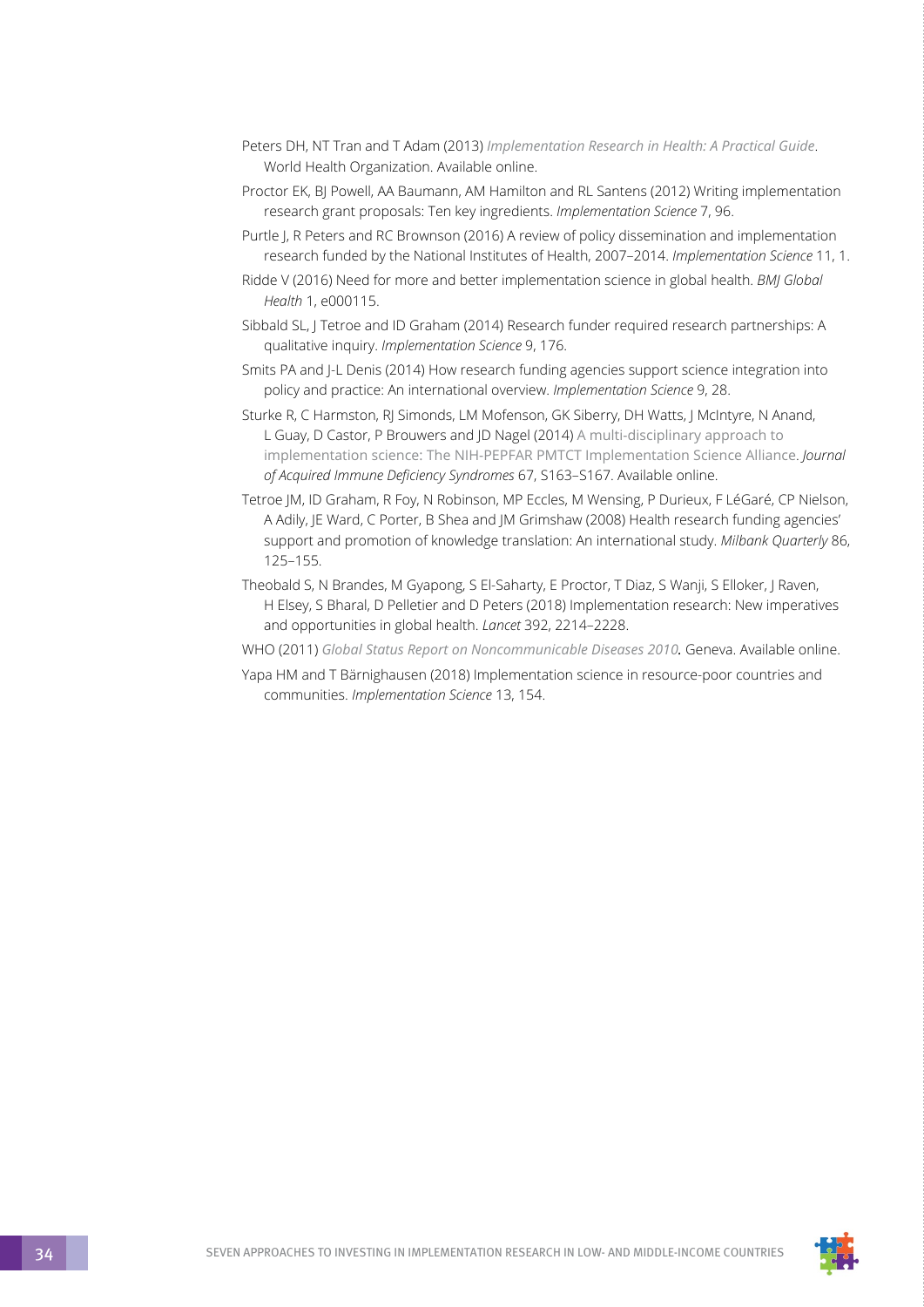Peters DH, NT Tran and T Adam (2013) *Implementation Research in Health: A Practical Guide*. World Health Organization. Available online.

Proctor EK, BJ Powell, AA Baumann, AM Hamilton and RL Santens (2012) Writing implementation research grant proposals: Ten key ingredients. *Implementation Science* 7, 96.

Purtle J, R Peters and RC Brownson (2016) A review of policy dissemination and implementation research funded by the National Institutes of Health, 2007–2014. *Implementation Science* 11, 1.

Ridde V (2016) Need for more and better implementation science in global health. *BMJ Global Health* 1, e000115.

Sibbald SL, J Tetroe and ID Graham (2014) Research funder required research partnerships: A qualitative inquiry. *Implementation Science* 9, 176.

Smits PA and J-L Denis (2014) How research funding agencies support science integration into policy and practice: An international overview. *Implementation Science* 9, 28.

Sturke R, C Harmston, RJ Simonds, LM Mofenson, GK Siberry, DH Watts, J McIntyre, N Anand, L Guay, D Castor, P Brouwers and JD Nagel (2014) A multi-disciplinary approach to implementation science: The NIH-PEPFAR PMTCT Implementation Science Alliance. *Journal of Acquired Immune Deficiency Syndromes* 67, S163–S167. Available online.

Tetroe JM, ID Graham, R Foy, N Robinson, MP Eccles, M Wensing, P Durieux, F LéGaré, CP Nielson, A Adily, JE Ward, C Porter, B Shea and JM Grimshaw (2008) Health research funding agencies' support and promotion of knowledge translation: An international study. *Milbank Quarterly* 86, 125–155.

Theobald S, N Brandes, M Gyapong, S El-Saharty, E Proctor, T Diaz, S Wanji, S Elloker, J Raven, H Elsey, S Bharal, D Pelletier and D Peters (2018) Implementation research: New imperatives and opportunities in global health. *Lancet* 392, 2214–2228.

WHO (2011) *Global Status Report on Noncommunicable Diseases 2010.* Geneva. Available online.

Yapa HM and T Bärnighausen (2018) Implementation science in resource-poor countries and communities. *Implementation Science* 13, 154.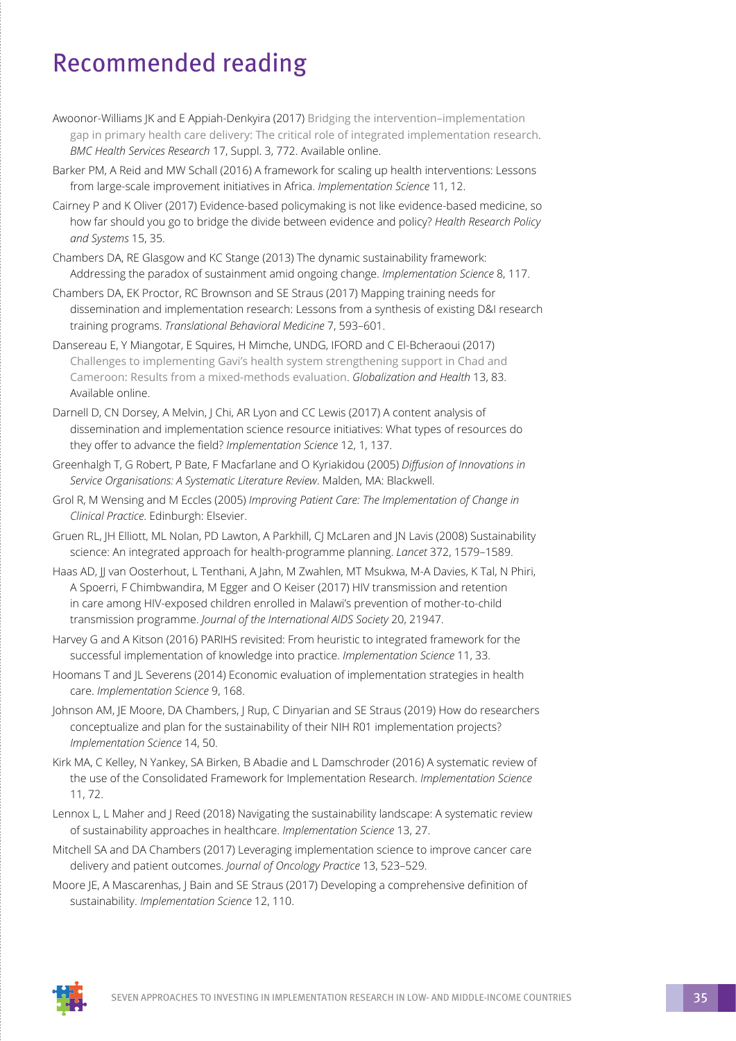# Recommended reading

Awoonor-Williams JK and E Appiah-Denkyira (2017) Bridging the intervention–implementation gap in primary health care delivery: The critical role of integrated implementation research. *BMC Health Services Research* 17, Suppl. 3, 772. Available online.

Barker PM, A Reid and MW Schall (2016) A framework for scaling up health interventions: Lessons from large-scale improvement initiatives in Africa. *Implementation Science* 11, 12.

Cairney P and K Oliver (2017) Evidence-based policymaking is not like evidence-based medicine, so how far should you go to bridge the divide between evidence and policy? *Health Research Policy and Systems* 15, 35.

Chambers DA, RE Glasgow and KC Stange (2013) The dynamic sustainability framework: Addressing the paradox of sustainment amid ongoing change. *Implementation Science* 8, 117.

Chambers DA, EK Proctor, RC Brownson and SE Straus (2017) Mapping training needs for dissemination and implementation research: Lessons from a synthesis of existing D&I research training programs. *Translational Behavioral Medicine* 7, 593–601.

Dansereau E, Y Miangotar, E Squires, H Mimche, UNDG, IFORD and C El-Bcheraoui (2017) Challenges to implementing Gavi's health system strengthening support in Chad and Cameroon: Results from a mixed-methods evaluation. *Globalization and Health* 13, 83. Available online.

Darnell D, CN Dorsey, A Melvin, J Chi, AR Lyon and CC Lewis (2017) A content analysis of dissemination and implementation science resource initiatives: What types of resources do they offer to advance the field? *Implementation Science* 12, 1, 137.

Greenhalgh T, G Robert, P Bate, F Macfarlane and O Kyriakidou (2005) *Diffusion of Innovations in Service Organisations: A Systematic Literature Review*. Malden, MA: Blackwell.

Grol R, M Wensing and M Eccles (2005) *Improving Patient Care: The Implementation of Change in Clinical Practice*. Edinburgh: Elsevier.

Gruen RL, JH Elliott, ML Nolan, PD Lawton, A Parkhill, CJ McLaren and JN Lavis (2008) Sustainability science: An integrated approach for health-programme planning. *Lancet* 372, 1579–1589.

Haas AD, JJ van Oosterhout, L Tenthani, A Jahn, M Zwahlen, MT Msukwa, M-A Davies, K Tal, N Phiri, A Spoerri, F Chimbwandira, M Egger and O Keiser (2017) HIV transmission and retention in care among HIV-exposed children enrolled in Malawi's prevention of mother-to-child transmission programme. *Journal of the International AIDS Society* 20, 21947.

Harvey G and A Kitson (2016) PARIHS revisited: From heuristic to integrated framework for the successful implementation of knowledge into practice. *Implementation Science* 11, 33.

Hoomans T and JL Severens (2014) Economic evaluation of implementation strategies in health care. *Implementation Science* 9, 168.

Johnson AM, JE Moore, DA Chambers, J Rup, C Dinyarian and SE Straus (2019) How do researchers conceptualize and plan for the sustainability of their NIH R01 implementation projects? *Implementation Science* 14, 50.

Kirk MA, C Kelley, N Yankey, SA Birken, B Abadie and L Damschroder (2016) A systematic review of the use of the Consolidated Framework for Implementation Research. *Implementation Science* 11, 72.

Lennox L, L Maher and J Reed (2018) Navigating the sustainability landscape: A systematic review of sustainability approaches in healthcare. *Implementation Science* 13, 27.

Mitchell SA and DA Chambers (2017) Leveraging implementation science to improve cancer care delivery and patient outcomes. *Journal of Oncology Practice* 13, 523–529.

Moore JE, A Mascarenhas, J Bain and SE Straus (2017) Developing a comprehensive definition of sustainability. *Implementation Science* 12, 110.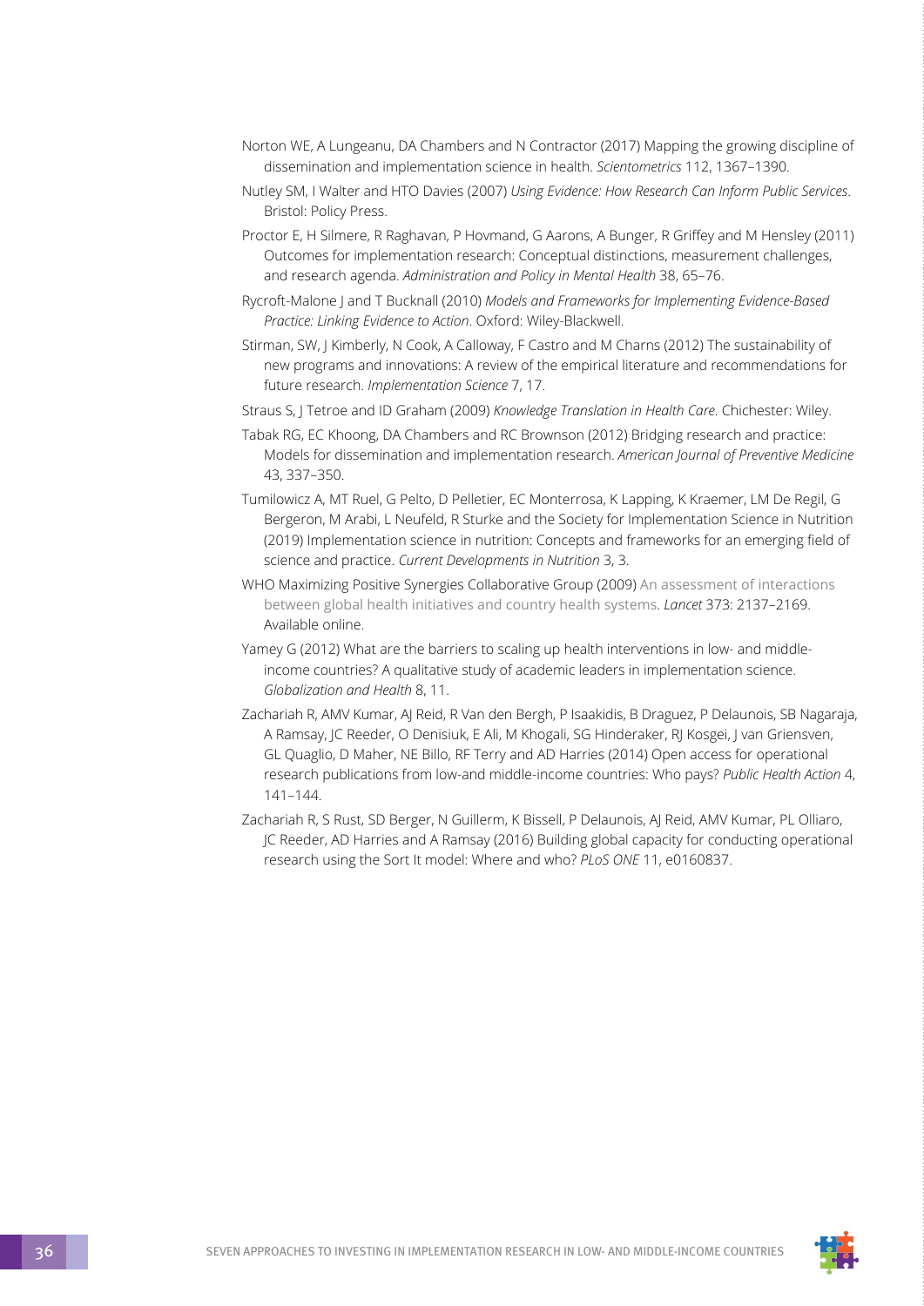Norton WE, A Lungeanu, DA Chambers and N Contractor (2017) Mapping the growing discipline of dissemination and implementation science in health. *Scientometrics* 112, 1367–1390.

Nutley SM, I Walter and HTO Davies (2007) *Using Evidence: How Research Can Inform Public Services*. Bristol: Policy Press.

Proctor E, H Silmere, R Raghavan, P Hovmand, G Aarons, A Bunger, R Griffey and M Hensley (2011) Outcomes for implementation research: Conceptual distinctions, measurement challenges, and research agenda. *Administration and Policy in Mental Health* 38, 65–76.

Rycroft-Malone J and T Bucknall (2010) *Models and Frameworks for Implementing Evidence-Based Practice: Linking Evidence to Action*. Oxford: Wiley-Blackwell.

Stirman, SW, J Kimberly, N Cook, A Calloway, F Castro and M Charns (2012) The sustainability of new programs and innovations: A review of the empirical literature and recommendations for future research. *Implementation Science* 7, 17.

Straus S, J Tetroe and ID Graham (2009) *Knowledge Translation in Health Care*. Chichester: Wiley.

Tabak RG, EC Khoong, DA Chambers and RC Brownson (2012) Bridging research and practice: Models for dissemination and implementation research. *American Journal of Preventive Medicine* 43, 337–350.

Tumilowicz A, MT Ruel, G Pelto, D Pelletier, EC Monterrosa, K Lapping, K Kraemer, LM De Regil, G Bergeron, M Arabi, L Neufeld, R Sturke and the Society for Implementation Science in Nutrition (2019) Implementation science in nutrition: Concepts and frameworks for an emerging field of science and practice. *Current Developments in Nutrition* 3, 3.

WHO Maximizing Positive Synergies Collaborative Group (2009) An assessment of interactions between global health initiatives and country health systems. *Lancet* 373: 2137–2169. Available online.

Yamey G (2012) What are the barriers to scaling up health interventions in low- and middle-income countries? A qualitative study of academic leaders in implementation science. *Globalization and Health* 8, 11.

Zachariah R, AMV Kumar, AJ Reid, R Van den Bergh, P Isaakidis, B Draguez, P Delaunois, SB Nagaraja, A Ramsay, JC Reeder, O Denisiuk, E Ali, M Khogali, SG Hinderaker, RJ Kosgei, J van Griensven, GL Quaglio, D Maher, NE Billo, RF Terry and AD Harries (2014) Open access for operational research publications from low-and middle-income countries: Who pays? *Public Health Action* 4, 141–144.

Zachariah R, S Rust, SD Berger, N Guillerm, K Bissell, P Delaunois, AJ Reid, AMV Kumar, PL Olliaro, JC Reeder, AD Harries and A Ramsay (2016) Building global capacity for conducting operational research using the Sort It model: Where and who? *PLoS ONE* 11, e0160837.